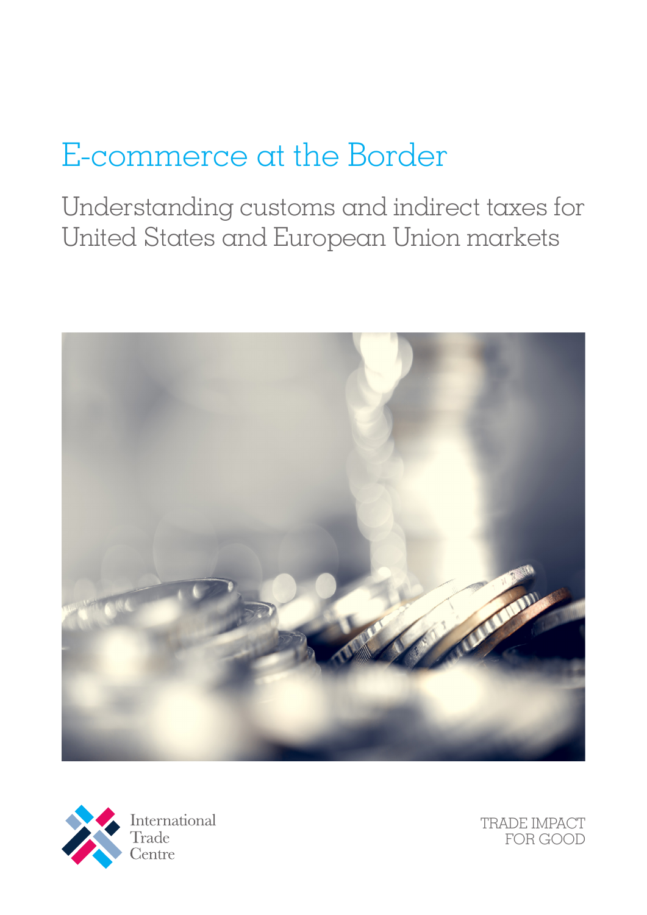# E-commerce at the Border

## Understanding customs and indirect taxes for United States and European Union markets

International Trade Centre

TRADE IMPACT FOR GOOD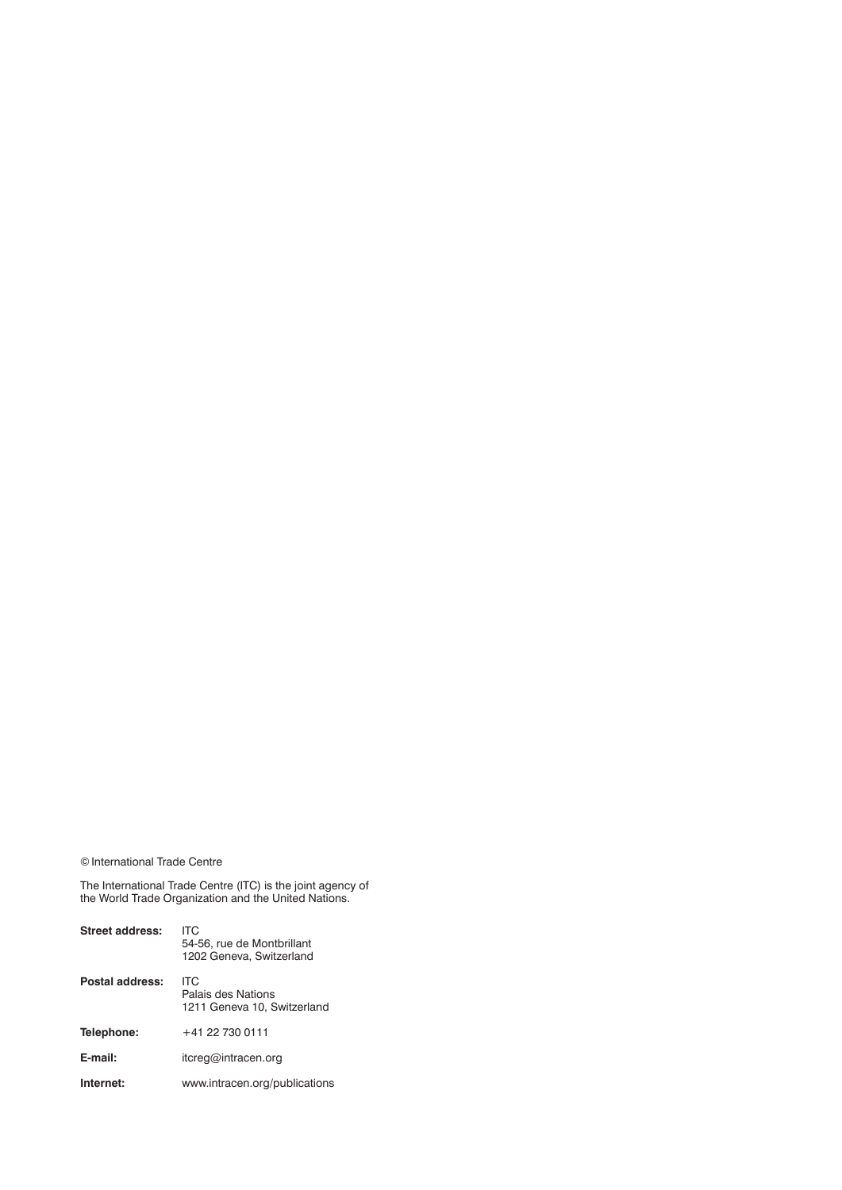© International Trade Centre

The International Trade Centre (ITC) is the joint agency of the World Trade Organization and the United Nations.

| | |
|---|---|
| **Street address:** | ITC<br>54-56, rue de Montbrillant<br>1202 Geneva, Switzerland |
| **Postal address:** | ITC<br>Palais des Nations<br>1211 Geneva 10, Switzerland |
| **Telephone:** | +41 22 730 0111 |
| **E-mail:** | itcreg@intracen.org |
| **Internet:** | www.intracen.org/publications |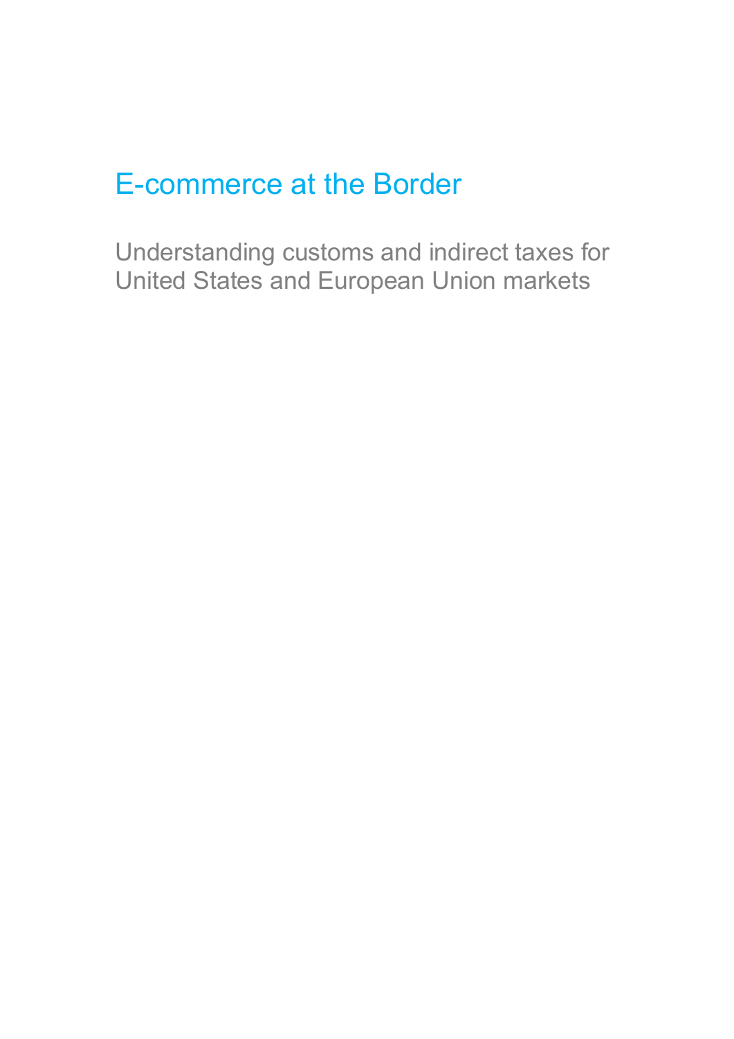# E-commerce at the Border

## Understanding customs and indirect taxes for United States and European Union markets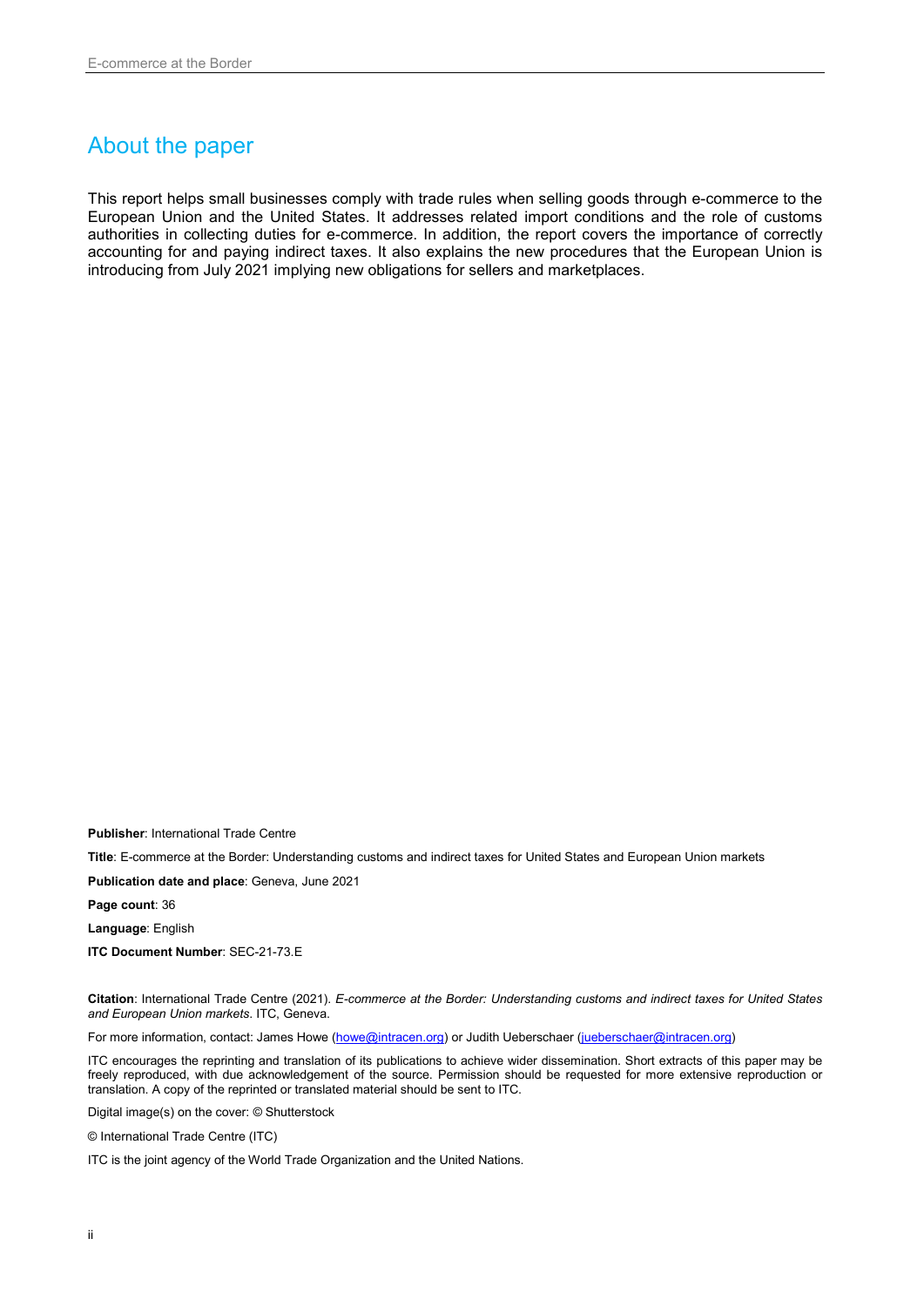# About the paper

This report helps small businesses comply with trade rules when selling goods through e-commerce to the European Union and the United States. It addresses related import conditions and the role of customs authorities in collecting duties for e-commerce. In addition, the report covers the importance of correctly accounting for and paying indirect taxes. It also explains the new procedures that the European Union is introducing from July 2021 implying new obligations for sellers and marketplaces.

**Publisher**: International Trade Centre

**Title**: E-commerce at the Border: Understanding customs and indirect taxes for United States and European Union markets

**Publication date and place**: Geneva, June 2021

**Page count**: 36

**Language**: English

**ITC Document Number**: SEC-21-73.E

**Citation**: International Trade Centre (2021). *E-commerce at the Border: Understanding customs and indirect taxes for United States and European Union markets*. ITC, Geneva.

For more information, contact: James Howe (howe@intracen.org) or Judith Ueberschaer (jueberschaer@intracen.org)

ITC encourages the reprinting and translation of its publications to achieve wider dissemination. Short extracts of this paper may be freely reproduced, with due acknowledgement of the source. Permission should be requested for more extensive reproduction or translation. A copy of the reprinted or translated material should be sent to ITC.

Digital image(s) on the cover: © Shutterstock

© International Trade Centre (ITC)

ITC is the joint agency of the World Trade Organization and the United Nations.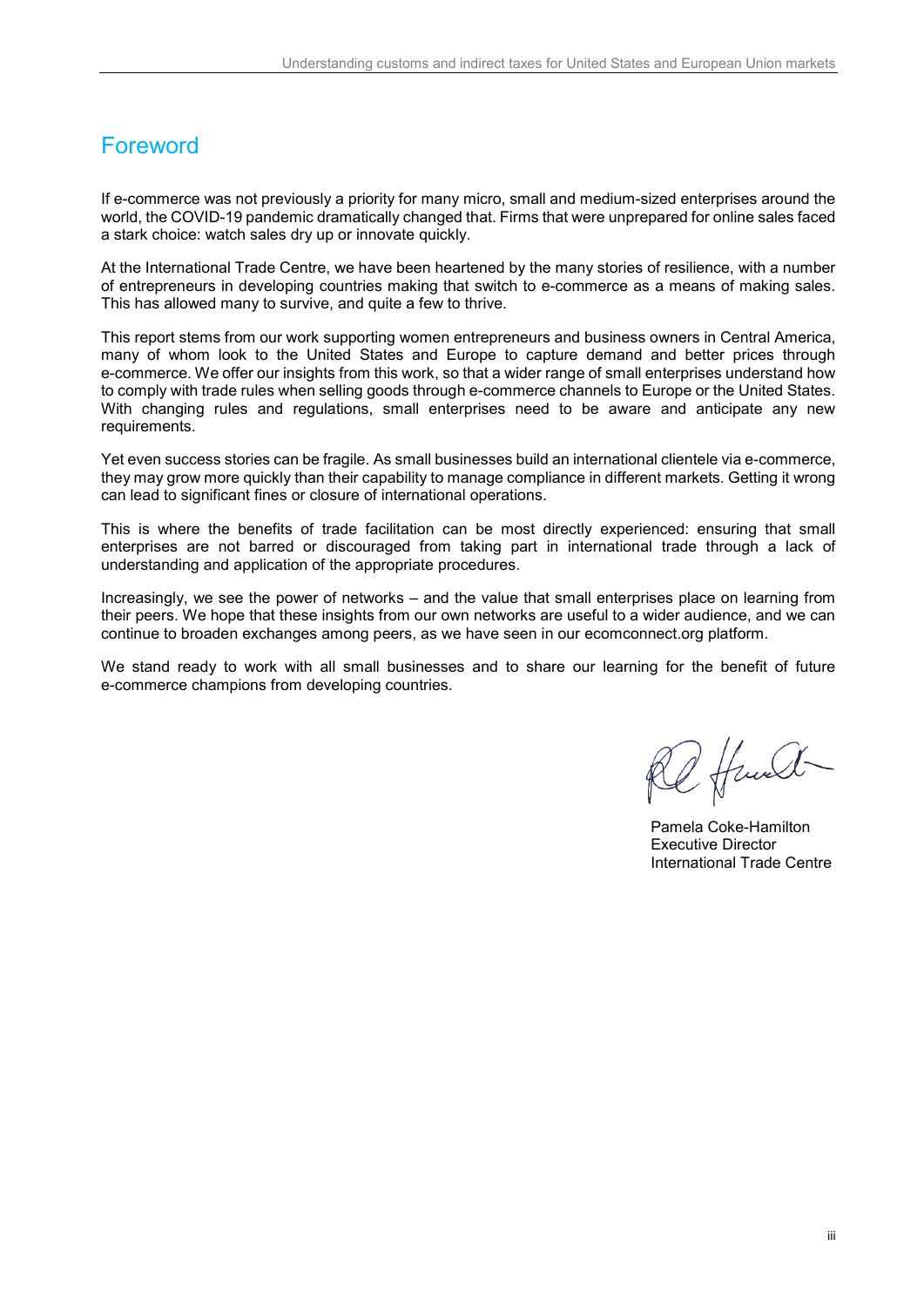# Foreword

If e-commerce was not previously a priority for many micro, small and medium-sized enterprises around the world, the COVID-19 pandemic dramatically changed that. Firms that were unprepared for online sales faced a stark choice: watch sales dry up or innovate quickly.

At the International Trade Centre, we have been heartened by the many stories of resilience, with a number of entrepreneurs in developing countries making that switch to e-commerce as a means of making sales. This has allowed many to survive, and quite a few to thrive.

This report stems from our work supporting women entrepreneurs and business owners in Central America, many of whom look to the United States and Europe to capture demand and better prices through e-commerce. We offer our insights from this work, so that a wider range of small enterprises understand how to comply with trade rules when selling goods through e-commerce channels to Europe or the United States. With changing rules and regulations, small enterprises need to be aware and anticipate any new requirements.

Yet even success stories can be fragile. As small businesses build an international clientele via e-commerce, they may grow more quickly than their capability to manage compliance in different markets. Getting it wrong can lead to significant fines or closure of international operations.

This is where the benefits of trade facilitation can be most directly experienced: ensuring that small enterprises are not barred or discouraged from taking part in international trade through a lack of understanding and application of the appropriate procedures.

Increasingly, we see the power of networks – and the value that small enterprises place on learning from their peers. We hope that these insights from our own networks are useful to a wider audience, and we can continue to broaden exchanges among peers, as we have seen in our ecomconnect.org platform.

We stand ready to work with all small businesses and to share our learning for the benefit of future e-commerce champions from developing countries.

Pamela Coke-Hamilton
Executive Director
International Trade Centre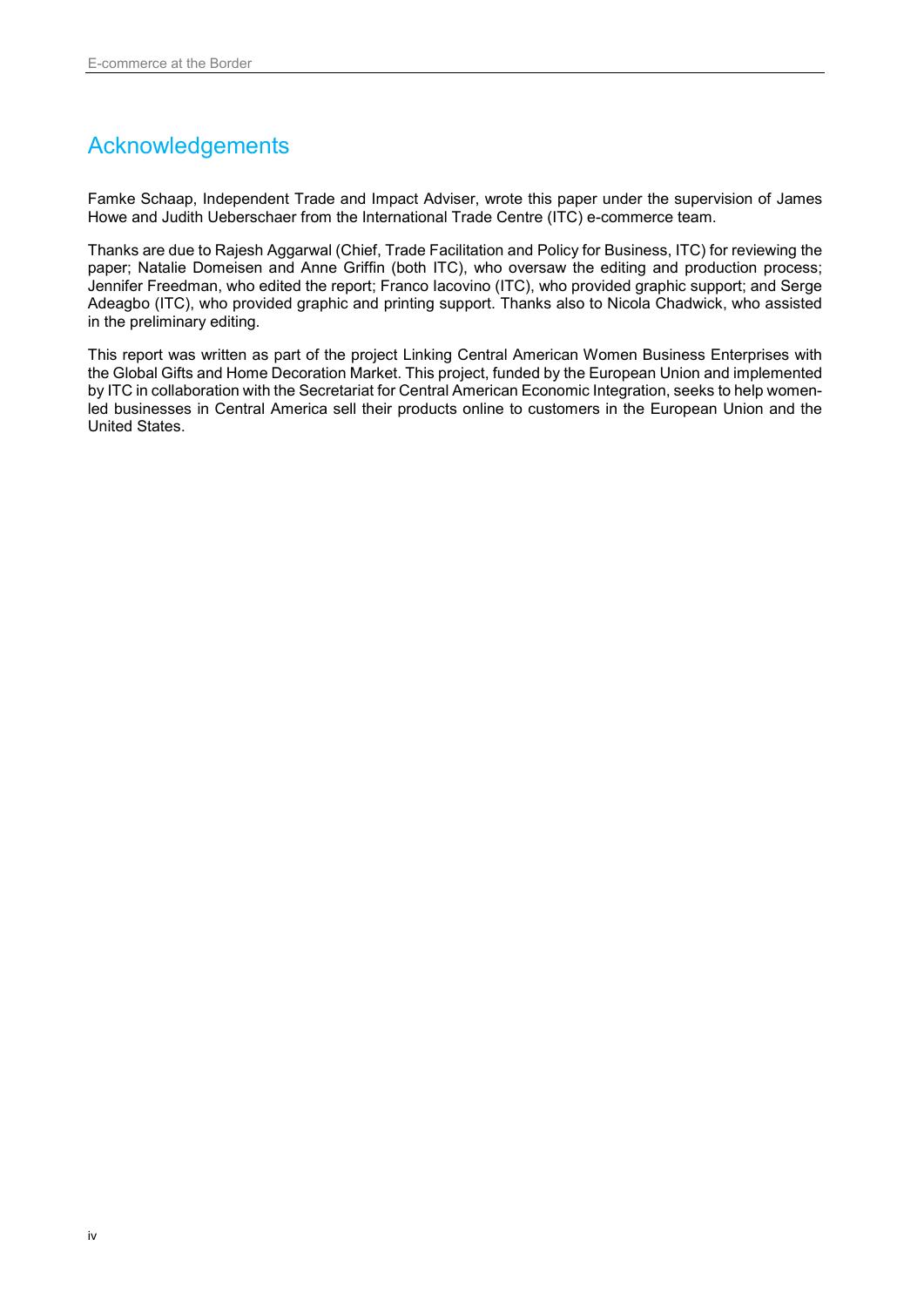# Acknowledgements

Famke Schaap, Independent Trade and Impact Adviser, wrote this paper under the supervision of James Howe and Judith Ueberschaer from the International Trade Centre (ITC) e-commerce team.

Thanks are due to Rajesh Aggarwal (Chief, Trade Facilitation and Policy for Business, ITC) for reviewing the paper; Natalie Domeisen and Anne Griffin (both ITC), who oversaw the editing and production process; Jennifer Freedman, who edited the report; Franco Iacovino (ITC), who provided graphic support; and Serge Adeagbo (ITC), who provided graphic and printing support. Thanks also to Nicola Chadwick, who assisted in the preliminary editing.

This report was written as part of the project Linking Central American Women Business Enterprises with the Global Gifts and Home Decoration Market. This project, funded by the European Union and implemented by ITC in collaboration with the Secretariat for Central American Economic Integration, seeks to help women-led businesses in Central America sell their products online to customers in the European Union and the United States.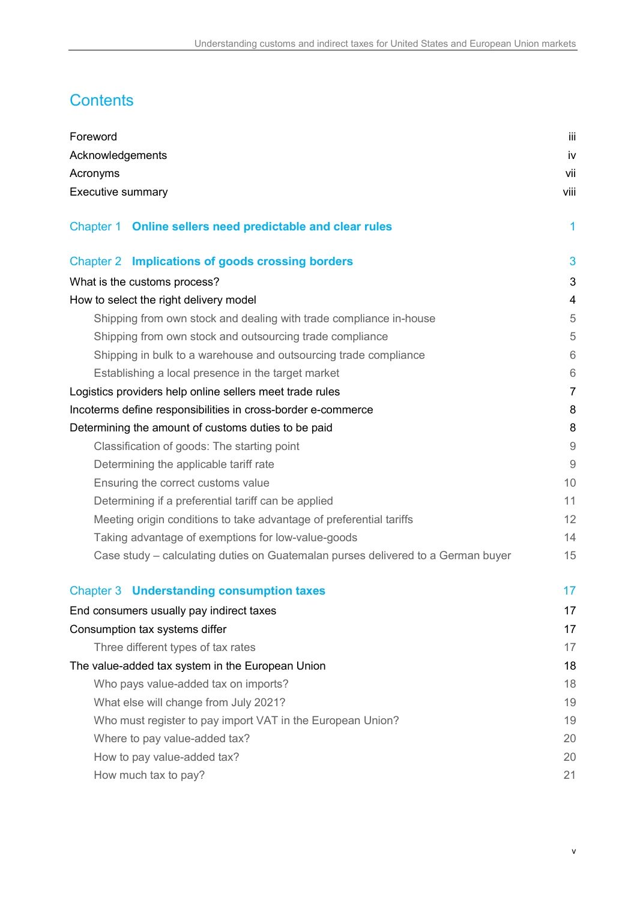# Contents

| | |
|---|---|
| Foreword | iii |
| Acknowledgements | iv |
| Acronyms | vii |
| Executive summary | viii |
| **Chapter 1 Online sellers need predictable and clear rules** | 1 |
| **Chapter 2 Implications of goods crossing borders** | 3 |
| What is the customs process? | 3 |
| How to select the right delivery model | 4 |
| Shipping from own stock and dealing with trade compliance in-house | 5 |
| Shipping from own stock and outsourcing trade compliance | 5 |
| Shipping in bulk to a warehouse and outsourcing trade compliance | 6 |
| Establishing a local presence in the target market | 6 |
| Logistics providers help online sellers meet trade rules | 7 |
| Incoterms define responsibilities in cross-border e-commerce | 8 |
| Determining the amount of customs duties to be paid | 8 |
| Classification of goods: The starting point | 9 |
| Determining the applicable tariff rate | 9 |
| Ensuring the correct customs value | 10 |
| Determining if a preferential tariff can be applied | 11 |
| Meeting origin conditions to take advantage of preferential tariffs | 12 |
| Taking advantage of exemptions for low-value-goods | 14 |
| Case study – calculating duties on Guatemalan purses delivered to a German buyer | 15 |
| **Chapter 3 Understanding consumption taxes** | 17 |
| End consumers usually pay indirect taxes | 17 |
| Consumption tax systems differ | 17 |
| Three different types of tax rates | 17 |
| The value-added tax system in the European Union | 18 |
| Who pays value-added tax on imports? | 18 |
| What else will change from July 2021? | 19 |
| Who must register to pay import VAT in the European Union? | 19 |
| Where to pay value-added tax? | 20 |
| How to pay value-added tax? | 20 |
| How much tax to pay? | 21 |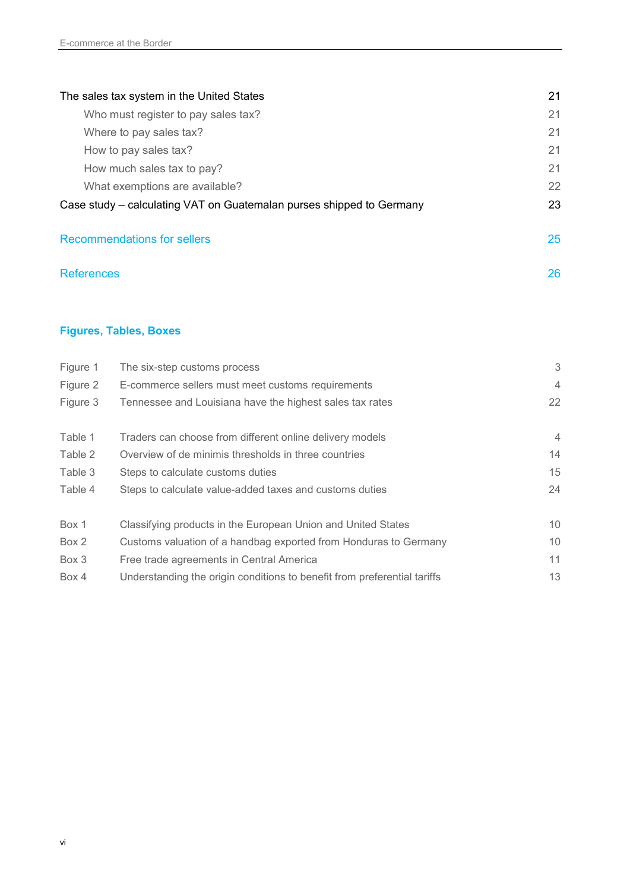The sales tax system in the United States 21

- Who must register to pay sales tax? 21
- Where to pay sales tax? 21
- How to pay sales tax? 21
- How much sales tax to pay? 21
- What exemptions are available? 22

Case study – calculating VAT on Guatemalan purses shipped to Germany 23

Recommendations for sellers 25

References 26

## Figures, Tables, Boxes

| | | |
|---|---|---|
| Figure 1 | The six-step customs process | 3 |
| Figure 2 | E-commerce sellers must meet customs requirements | 4 |
| Figure 3 | Tennessee and Louisiana have the highest sales tax rates | 22 |
| Table 1 | Traders can choose from different online delivery models | 4 |
| Table 2 | Overview of de minimis thresholds in three countries | 14 |
| Table 3 | Steps to calculate customs duties | 15 |
| Table 4 | Steps to calculate value-added taxes and customs duties | 24 |
| Box 1 | Classifying products in the European Union and United States | 10 |
| Box 2 | Customs valuation of a handbag exported from Honduras to Germany | 10 |
| Box 3 | Free trade agreements in Central America | 11 |
| Box 4 | Understanding the origin conditions to benefit from preferential tariffs | 13 |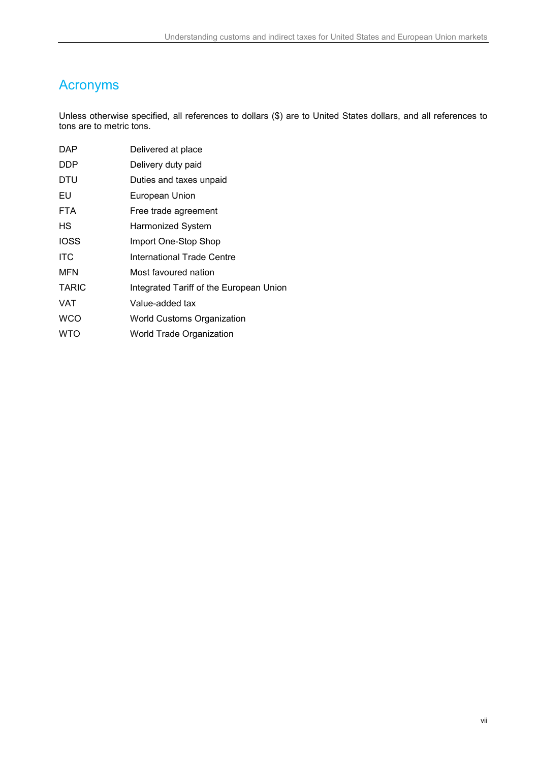# Acronyms

Unless otherwise specified, all references to dollars ($) are to United States dollars, and all references to tons are to metric tons.

| | |
|---|---|
| DAP | Delivered at place |
| DDP | Delivery duty paid |
| DTU | Duties and taxes unpaid |
| EU | European Union |
| FTA | Free trade agreement |
| HS | Harmonized System |
| IOSS | Import One-Stop Shop |
| ITC | International Trade Centre |
| MFN | Most favoured nation |
| TARIC | Integrated Tariff of the European Union |
| VAT | Value-added tax |
| WCO | World Customs Organization |
| WTO | World Trade Organization |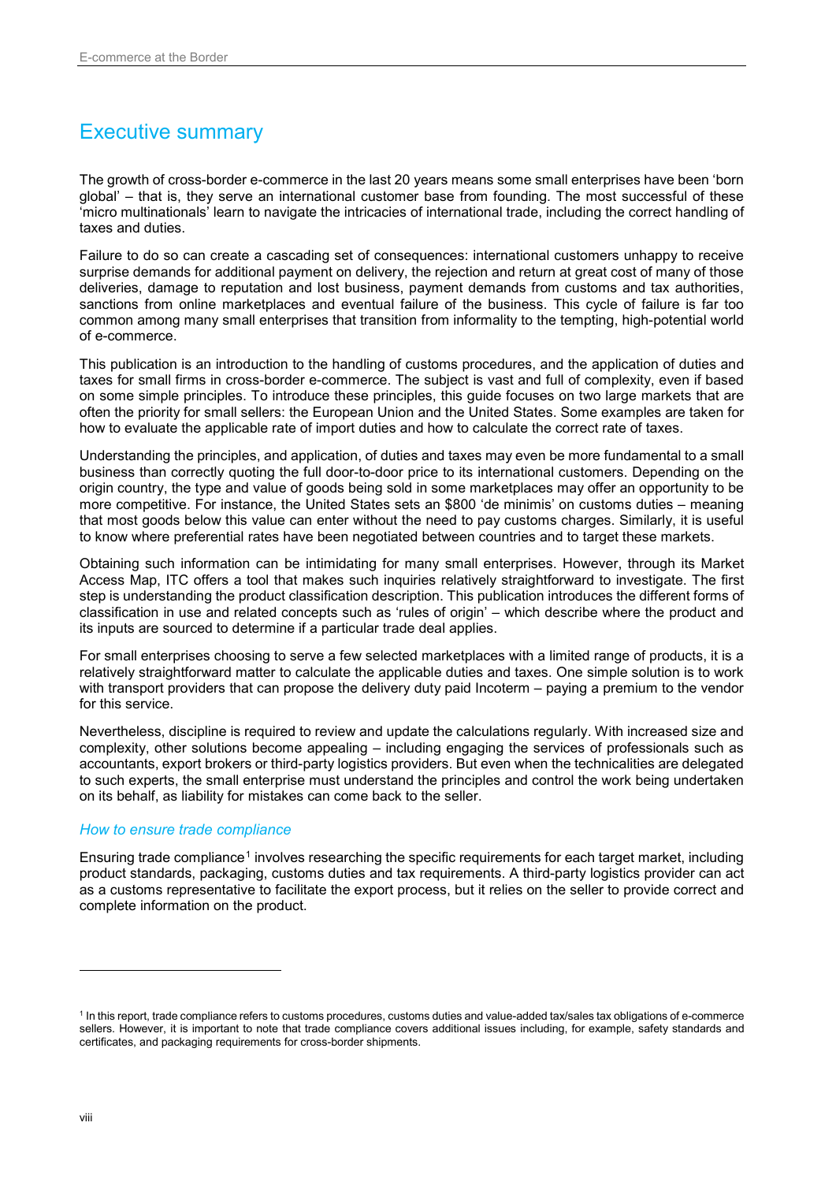# Executive summary

The growth of cross-border e-commerce in the last 20 years means some small enterprises have been 'born global' – that is, they serve an international customer base from founding. The most successful of these 'micro multinationals' learn to navigate the intricacies of international trade, including the correct handling of taxes and duties.

Failure to do so can create a cascading set of consequences: international customers unhappy to receive surprise demands for additional payment on delivery, the rejection and return at great cost of many of those deliveries, damage to reputation and lost business, payment demands from customs and tax authorities, sanctions from online marketplaces and eventual failure of the business. This cycle of failure is far too common among many small enterprises that transition from informality to the tempting, high-potential world of e-commerce.

This publication is an introduction to the handling of customs procedures, and the application of duties and taxes for small firms in cross-border e-commerce. The subject is vast and full of complexity, even if based on some simple principles. To introduce these principles, this guide focuses on two large markets that are often the priority for small sellers: the European Union and the United States. Some examples are taken for how to evaluate the applicable rate of import duties and how to calculate the correct rate of taxes.

Understanding the principles, and application, of duties and taxes may even be more fundamental to a small business than correctly quoting the full door-to-door price to its international customers. Depending on the origin country, the type and value of goods being sold in some marketplaces may offer an opportunity to be more competitive. For instance, the United States sets an $800 'de minimis' on customs duties – meaning that most goods below this value can enter without the need to pay customs charges. Similarly, it is useful to know where preferential rates have been negotiated between countries and to target these markets.

Obtaining such information can be intimidating for many small enterprises. However, through its Market Access Map, ITC offers a tool that makes such inquiries relatively straightforward to investigate. The first step is understanding the product classification description. This publication introduces the different forms of classification in use and related concepts such as 'rules of origin' – which describe where the product and its inputs are sourced to determine if a particular trade deal applies.

For small enterprises choosing to serve a few selected marketplaces with a limited range of products, it is a relatively straightforward matter to calculate the applicable duties and taxes. One simple solution is to work with transport providers that can propose the delivery duty paid Incoterm – paying a premium to the vendor for this service.

Nevertheless, discipline is required to review and update the calculations regularly. With increased size and complexity, other solutions become appealing – including engaging the services of professionals such as accountants, export brokers or third-party logistics providers. But even when the technicalities are delegated to such experts, the small enterprise must understand the principles and control the work being undertaken on its behalf, as liability for mistakes can come back to the seller.

### *How to ensure trade compliance*

Ensuring trade compliance[1] involves researching the specific requirements for each target market, including product standards, packaging, customs duties and tax requirements. A third-party logistics provider can act as a customs representative to facilitate the export process, but it relies on the seller to provide correct and complete information on the product.

---

[1] In this report, trade compliance refers to customs procedures, customs duties and value-added tax/sales tax obligations of e-commerce sellers. However, it is important to note that trade compliance covers additional issues including, for example, safety standards and certificates, and packaging requirements for cross-border shipments.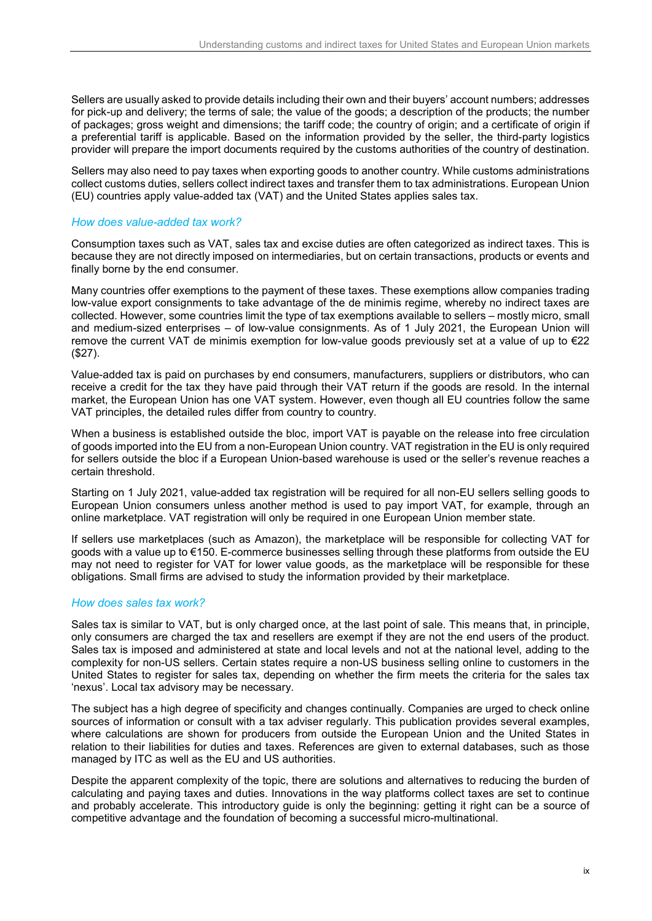Sellers are usually asked to provide details including their own and their buyers' account numbers; addresses for pick-up and delivery; the terms of sale; the value of the goods; a description of the products; the number of packages; gross weight and dimensions; the tariff code; the country of origin; and a certificate of origin if a preferential tariff is applicable. Based on the information provided by the seller, the third-party logistics provider will prepare the import documents required by the customs authorities of the country of destination.

Sellers may also need to pay taxes when exporting goods to another country. While customs administrations collect customs duties, sellers collect indirect taxes and transfer them to tax administrations. European Union (EU) countries apply value-added tax (VAT) and the United States applies sales tax.

### *How does value-added tax work?*

Consumption taxes such as VAT, sales tax and excise duties are often categorized as indirect taxes. This is because they are not directly imposed on intermediaries, but on certain transactions, products or events and finally borne by the end consumer.

Many countries offer exemptions to the payment of these taxes. These exemptions allow companies trading low-value export consignments to take advantage of the de minimis regime, whereby no indirect taxes are collected. However, some countries limit the type of tax exemptions available to sellers – mostly micro, small and medium-sized enterprises – of low-value consignments. As of 1 July 2021, the European Union will remove the current VAT de minimis exemption for low-value goods previously set at a value of up to €22 ($27).

Value-added tax is paid on purchases by end consumers, manufacturers, suppliers or distributors, who can receive a credit for the tax they have paid through their VAT return if the goods are resold. In the internal market, the European Union has one VAT system. However, even though all EU countries follow the same VAT principles, the detailed rules differ from country to country.

When a business is established outside the bloc, import VAT is payable on the release into free circulation of goods imported into the EU from a non-European Union country. VAT registration in the EU is only required for sellers outside the bloc if a European Union-based warehouse is used or the seller's revenue reaches a certain threshold.

Starting on 1 July 2021, value-added tax registration will be required for all non-EU sellers selling goods to European Union consumers unless another method is used to pay import VAT, for example, through an online marketplace. VAT registration will only be required in one European Union member state.

If sellers use marketplaces (such as Amazon), the marketplace will be responsible for collecting VAT for goods with a value up to €150. E-commerce businesses selling through these platforms from outside the EU may not need to register for VAT for lower value goods, as the marketplace will be responsible for these obligations. Small firms are advised to study the information provided by their marketplace.

### *How does sales tax work?*

Sales tax is similar to VAT, but is only charged once, at the last point of sale. This means that, in principle, only consumers are charged the tax and resellers are exempt if they are not the end users of the product. Sales tax is imposed and administered at state and local levels and not at the national level, adding to the complexity for non-US sellers. Certain states require a non-US business selling online to customers in the United States to register for sales tax, depending on whether the firm meets the criteria for the sales tax 'nexus'. Local tax advisory may be necessary.

The subject has a high degree of specificity and changes continually. Companies are urged to check online sources of information or consult with a tax adviser regularly. This publication provides several examples, where calculations are shown for producers from outside the European Union and the United States in relation to their liabilities for duties and taxes. References are given to external databases, such as those managed by ITC as well as the EU and US authorities.

Despite the apparent complexity of the topic, there are solutions and alternatives to reducing the burden of calculating and paying taxes and duties. Innovations in the way platforms collect taxes are set to continue and probably accelerate. This introductory guide is only the beginning: getting it right can be a source of competitive advantage and the foundation of becoming a successful micro-multinational.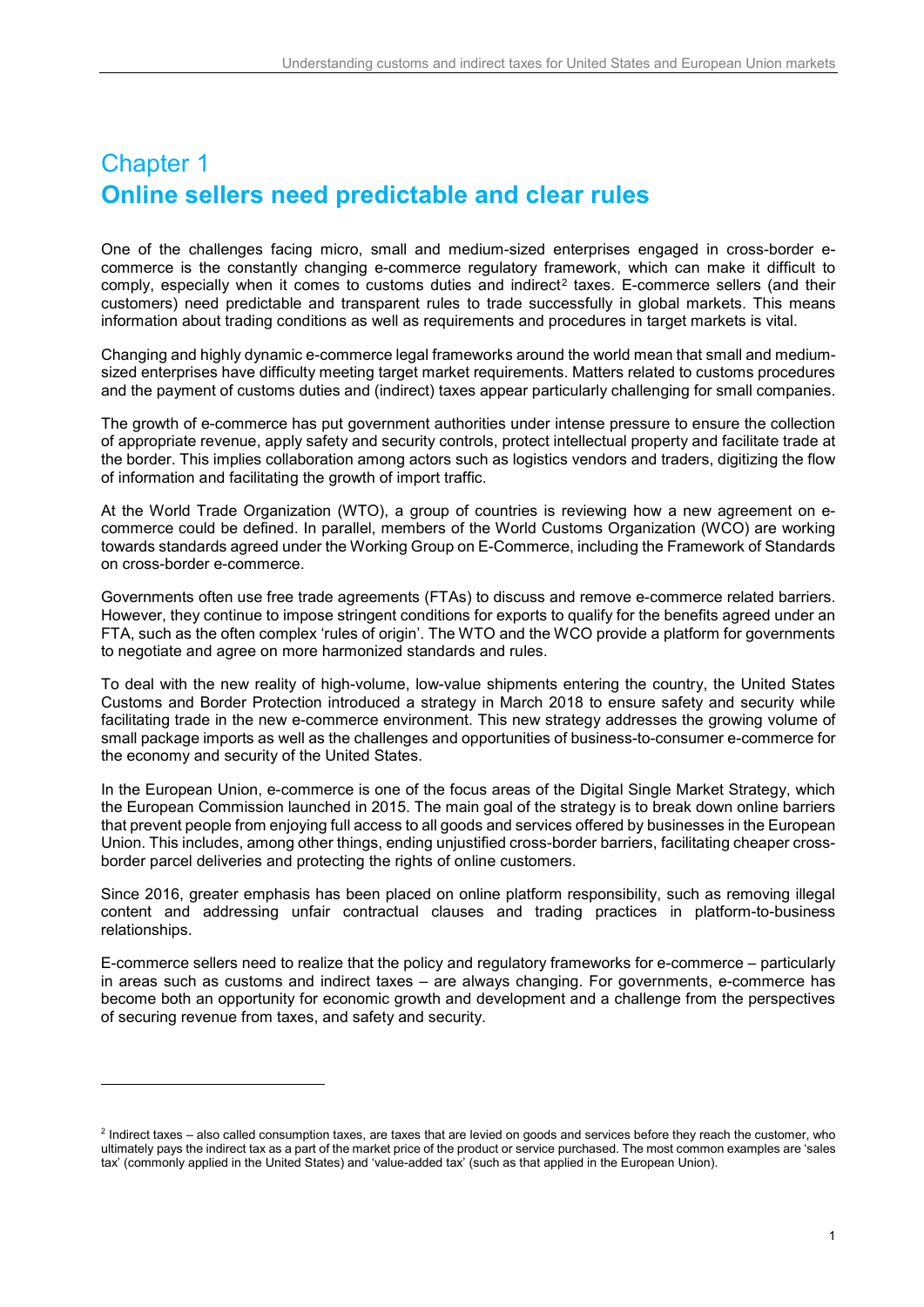# Chapter 1
# Online sellers need predictable and clear rules

One of the challenges facing micro, small and medium-sized enterprises engaged in cross-border e-commerce is the constantly changing e-commerce regulatory framework, which can make it difficult to comply, especially when it comes to customs duties and indirect[2] taxes. E-commerce sellers (and their customers) need predictable and transparent rules to trade successfully in global markets. This means information about trading conditions as well as requirements and procedures in target markets is vital.

Changing and highly dynamic e-commerce legal frameworks around the world mean that small and medium-sized enterprises have difficulty meeting target market requirements. Matters related to customs procedures and the payment of customs duties and (indirect) taxes appear particularly challenging for small companies.

The growth of e-commerce has put government authorities under intense pressure to ensure the collection of appropriate revenue, apply safety and security controls, protect intellectual property and facilitate trade at the border. This implies collaboration among actors such as logistics vendors and traders, digitizing the flow of information and facilitating the growth of import traffic.

At the World Trade Organization (WTO), a group of countries is reviewing how a new agreement on e-commerce could be defined. In parallel, members of the World Customs Organization (WCO) are working towards standards agreed under the Working Group on E-Commerce, including the Framework of Standards on cross-border e-commerce.

Governments often use free trade agreements (FTAs) to discuss and remove e-commerce related barriers. However, they continue to impose stringent conditions for exports to qualify for the benefits agreed under an FTA, such as the often complex 'rules of origin'. The WTO and the WCO provide a platform for governments to negotiate and agree on more harmonized standards and rules.

To deal with the new reality of high-volume, low-value shipments entering the country, the United States Customs and Border Protection introduced a strategy in March 2018 to ensure safety and security while facilitating trade in the new e-commerce environment. This new strategy addresses the growing volume of small package imports as well as the challenges and opportunities of business-to-consumer e-commerce for the economy and security of the United States.

In the European Union, e-commerce is one of the focus areas of the Digital Single Market Strategy, which the European Commission launched in 2015. The main goal of the strategy is to break down online barriers that prevent people from enjoying full access to all goods and services offered by businesses in the European Union. This includes, among other things, ending unjustified cross-border barriers, facilitating cheaper cross-border parcel deliveries and protecting the rights of online customers.

Since 2016, greater emphasis has been placed on online platform responsibility, such as removing illegal content and addressing unfair contractual clauses and trading practices in platform-to-business relationships.

E-commerce sellers need to realize that the policy and regulatory frameworks for e-commerce – particularly in areas such as customs and indirect taxes – are always changing. For governments, e-commerce has become both an opportunity for economic growth and development and a challenge from the perspectives of securing revenue from taxes, and safety and security.

---

[2] Indirect taxes – also called consumption taxes, are taxes that are levied on goods and services before they reach the customer, who ultimately pays the indirect tax as a part of the market price of the product or service purchased. The most common examples are 'sales tax' (commonly applied in the United States) and 'value-added tax' (such as that applied in the European Union).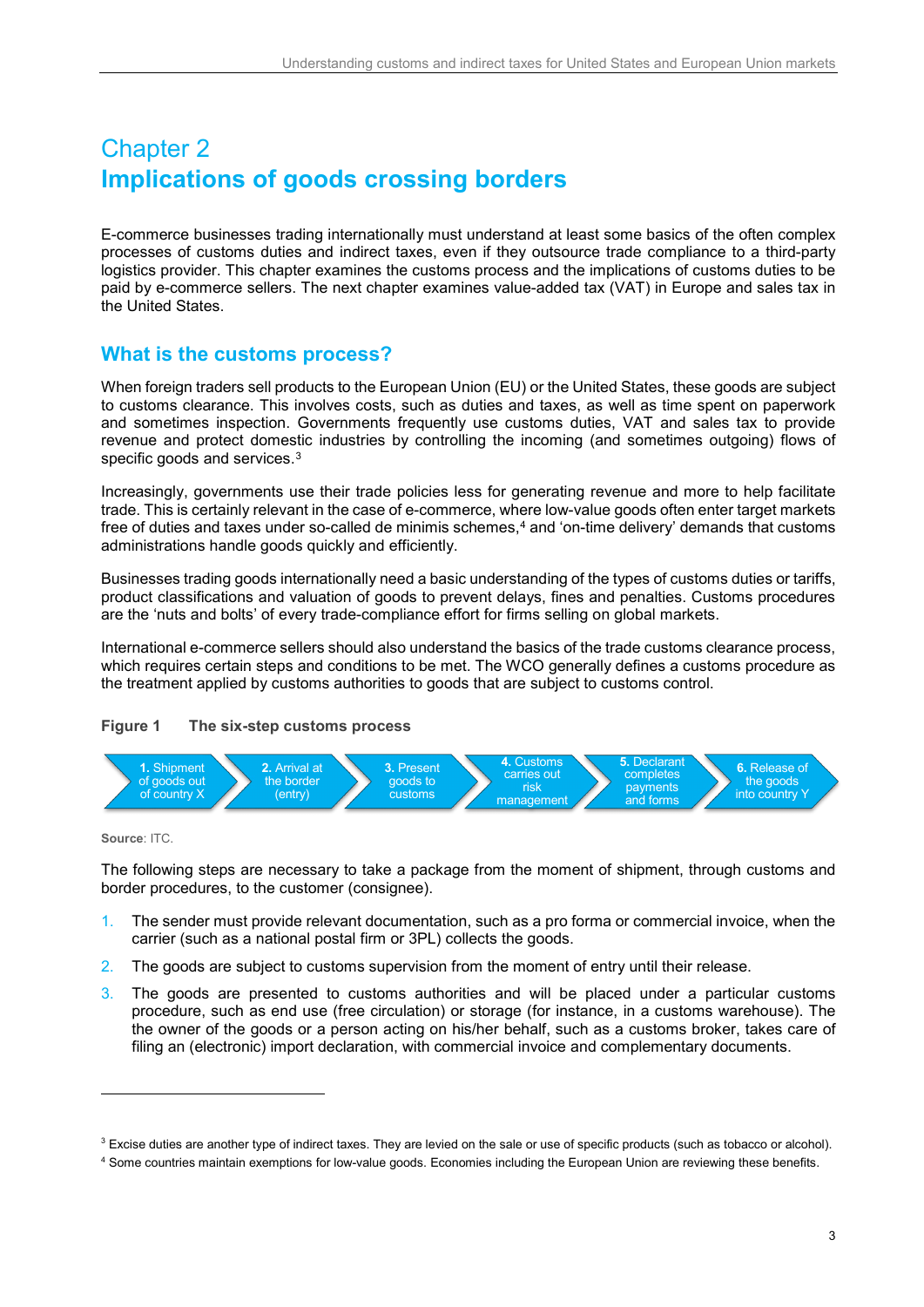# Chapter 2
# Implications of goods crossing borders

E-commerce businesses trading internationally must understand at least some basics of the often complex processes of customs duties and indirect taxes, even if they outsource trade compliance to a third-party logistics provider. This chapter examines the customs process and the implications of customs duties to be paid by e-commerce sellers. The next chapter examines value-added tax (VAT) in Europe and sales tax in the United States.

## What is the customs process?

When foreign traders sell products to the European Union (EU) or the United States, these goods are subject to customs clearance. This involves costs, such as duties and taxes, as well as time spent on paperwork and sometimes inspection. Governments frequently use customs duties, VAT and sales tax to provide revenue and protect domestic industries by controlling the incoming (and sometimes outgoing) flows of specific goods and services.[3]

Increasingly, governments use their trade policies less for generating revenue and more to help facilitate trade. This is certainly relevant in the case of e-commerce, where low-value goods often enter target markets free of duties and taxes under so-called de minimis schemes,[4] and 'on-time delivery' demands that customs administrations handle goods quickly and efficiently.

Businesses trading goods internationally need a basic understanding of the types of customs duties or tariffs, product classifications and valuation of goods to prevent delays, fines and penalties. Customs procedures are the 'nuts and bolts' of every trade-compliance effort for firms selling on global markets.

International e-commerce sellers should also understand the basics of the trade customs clearance process, which requires certain steps and conditions to be met. The WCO generally defines a customs procedure as the treatment applied by customs authorities to goods that are subject to customs control.

**Figure 1 The six-step customs process**

1. Shipment of goods out of country X → 2. Arrival at the border (entry) → 3. Present goods to customs → 4. Customs carries out risk management → 5. Declarant completes payments and forms → 6. Release of the goods into country Y

**Source**: ITC.

The following steps are necessary to take a package from the moment of shipment, through customs and border procedures, to the customer (consignee).

1. The sender must provide relevant documentation, such as a pro forma or commercial invoice, when the carrier (such as a national postal firm or 3PL) collects the goods.
2. The goods are subject to customs supervision from the moment of entry until their release.
3. The goods are presented to customs authorities and will be placed under a particular customs procedure, such as end use (free circulation) or storage (for instance, in a customs warehouse). The the owner of the goods or a person acting on his/her behalf, such as a customs broker, takes care of filing an (electronic) import declaration, with commercial invoice and complementary documents.

[3] Excise duties are another type of indirect taxes. They are levied on the sale or use of specific products (such as tobacco or alcohol).

[4] Some countries maintain exemptions for low-value goods. Economies including the European Union are reviewing these benefits.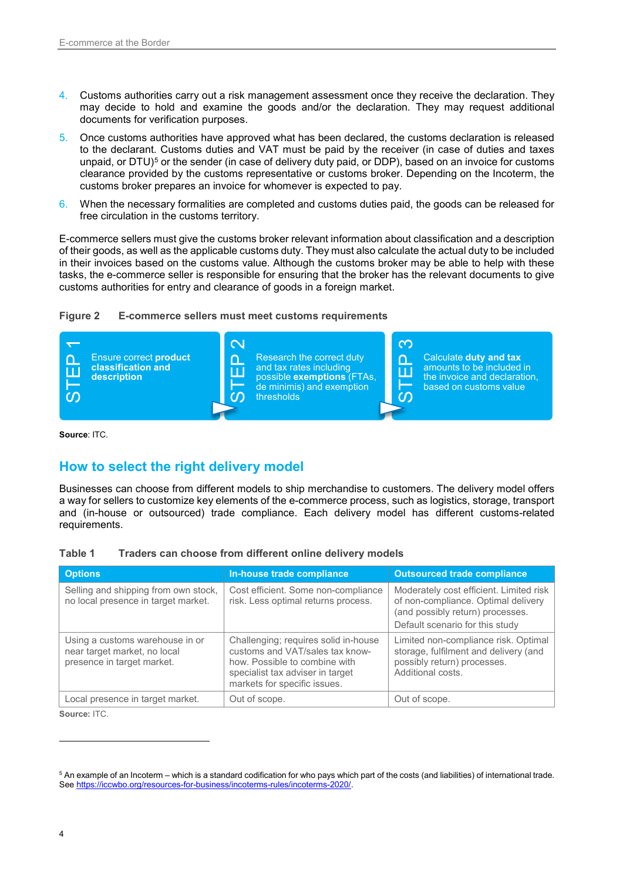4. Customs authorities carry out a risk management assessment once they receive the declaration. They may decide to hold and examine the goods and/or the declaration. They may request additional documents for verification purposes.
5. Once customs authorities have approved what has been declared, the customs declaration is released to the declarant. Customs duties and VAT must be paid by the receiver (in case of duties and taxes unpaid, or DTU)[5] or the sender (in case of delivery duty paid, or DDP), based on an invoice for customs clearance provided by the customs representative or customs broker. Depending on the Incoterm, the customs broker prepares an invoice for whomever is expected to pay.
6. When the necessary formalities are completed and customs duties paid, the goods can be released for free circulation in the customs territory.

E-commerce sellers must give the customs broker relevant information about classification and a description of their goods, as well as the applicable customs duty. They must also calculate the actual duty to be included in their invoices based on the customs value. Although the customs broker may be able to help with these tasks, the e-commerce seller is responsible for ensuring that the broker has the relevant documents to give customs authorities for entry and clearance of goods in a foreign market.

**Figure 2 E-commerce sellers must meet customs requirements**

STEP 1: Ensure correct **product classification and description**

STEP 2: Research the correct duty and tax rates including possible **exemptions** (FTAs, de minimis) and exemption thresholds

STEP 3: Calculate **duty and tax** amounts to be included in the invoice and declaration, based on customs value

**Source**: ITC.

## How to select the right delivery model

Businesses can choose from different models to ship merchandise to customers. The delivery model offers a way for sellers to customize key elements of the e-commerce process, such as logistics, storage, transport and (in-house or outsourced) trade compliance. Each delivery model has different customs-related requirements.

**Table 1 Traders can choose from different online delivery models**

| Options | In-house trade compliance | Outsourced trade compliance |
|---|---|---|
| Selling and shipping from own stock, no local presence in target market. | Cost efficient. Some non-compliance risk. Less optimal returns process. | Moderately cost efficient. Limited risk of non-compliance. Optimal delivery (and possibly return) processes. Default scenario for this study |
| Using a customs warehouse in or near target market, no local presence in target market. | Challenging; requires solid in-house customs and VAT/sales tax know-how. Possible to combine with specialist tax adviser in target markets for specific issues. | Limited non-compliance risk. Optimal storage, fulfilment and delivery (and possibly return) processes. Additional costs. |
| Local presence in target market. | Out of scope. | Out of scope. |

**Source:** ITC.

[5] An example of an Incoterm – which is a standard codification for who pays which part of the costs (and liabilities) of international trade. See https://iccwbo.org/resources-for-business/incoterms-rules/incoterms-2020/.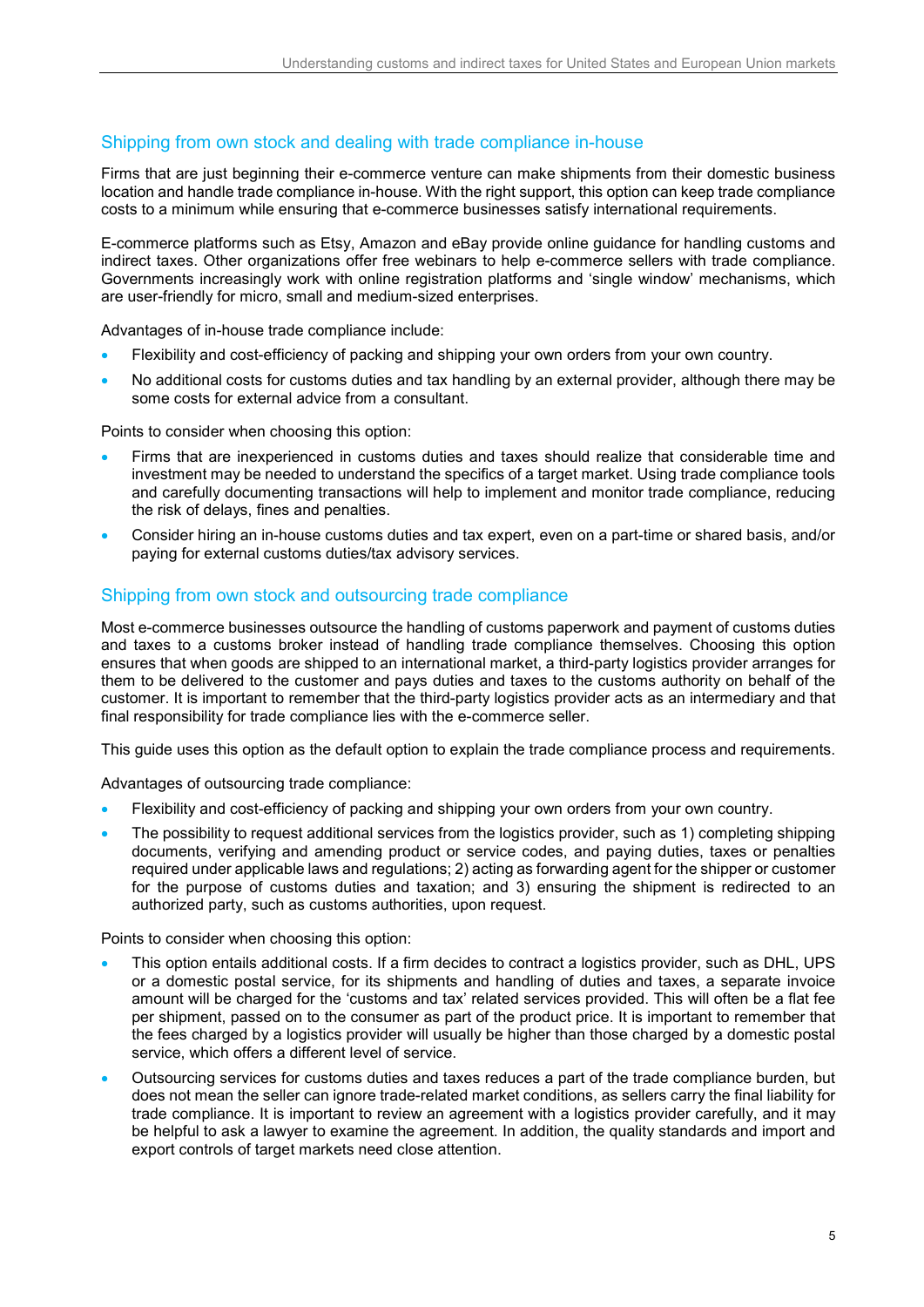## Shipping from own stock and dealing with trade compliance in-house

Firms that are just beginning their e-commerce venture can make shipments from their domestic business location and handle trade compliance in-house. With the right support, this option can keep trade compliance costs to a minimum while ensuring that e-commerce businesses satisfy international requirements.

E-commerce platforms such as Etsy, Amazon and eBay provide online guidance for handling customs and indirect taxes. Other organizations offer free webinars to help e-commerce sellers with trade compliance. Governments increasingly work with online registration platforms and 'single window' mechanisms, which are user-friendly for micro, small and medium-sized enterprises.

Advantages of in-house trade compliance include:

- Flexibility and cost-efficiency of packing and shipping your own orders from your own country.
- No additional costs for customs duties and tax handling by an external provider, although there may be some costs for external advice from a consultant.

Points to consider when choosing this option:

- Firms that are inexperienced in customs duties and taxes should realize that considerable time and investment may be needed to understand the specifics of a target market. Using trade compliance tools and carefully documenting transactions will help to implement and monitor trade compliance, reducing the risk of delays, fines and penalties.
- Consider hiring an in-house customs duties and tax expert, even on a part-time or shared basis, and/or paying for external customs duties/tax advisory services.

## Shipping from own stock and outsourcing trade compliance

Most e-commerce businesses outsource the handling of customs paperwork and payment of customs duties and taxes to a customs broker instead of handling trade compliance themselves. Choosing this option ensures that when goods are shipped to an international market, a third-party logistics provider arranges for them to be delivered to the customer and pays duties and taxes to the customs authority on behalf of the customer. It is important to remember that the third-party logistics provider acts as an intermediary and that final responsibility for trade compliance lies with the e-commerce seller.

This guide uses this option as the default option to explain the trade compliance process and requirements.

Advantages of outsourcing trade compliance:

- Flexibility and cost-efficiency of packing and shipping your own orders from your own country.
- The possibility to request additional services from the logistics provider, such as 1) completing shipping documents, verifying and amending product or service codes, and paying duties, taxes or penalties required under applicable laws and regulations; 2) acting as forwarding agent for the shipper or customer for the purpose of customs duties and taxation; and 3) ensuring the shipment is redirected to an authorized party, such as customs authorities, upon request.

Points to consider when choosing this option:

- This option entails additional costs. If a firm decides to contract a logistics provider, such as DHL, UPS or a domestic postal service, for its shipments and handling of duties and taxes, a separate invoice amount will be charged for the 'customs and tax' related services provided. This will often be a flat fee per shipment, passed on to the consumer as part of the product price. It is important to remember that the fees charged by a logistics provider will usually be higher than those charged by a domestic postal service, which offers a different level of service.
- Outsourcing services for customs duties and taxes reduces a part of the trade compliance burden, but does not mean the seller can ignore trade-related market conditions, as sellers carry the final liability for trade compliance. It is important to review an agreement with a logistics provider carefully, and it may be helpful to ask a lawyer to examine the agreement. In addition, the quality standards and import and export controls of target markets need close attention.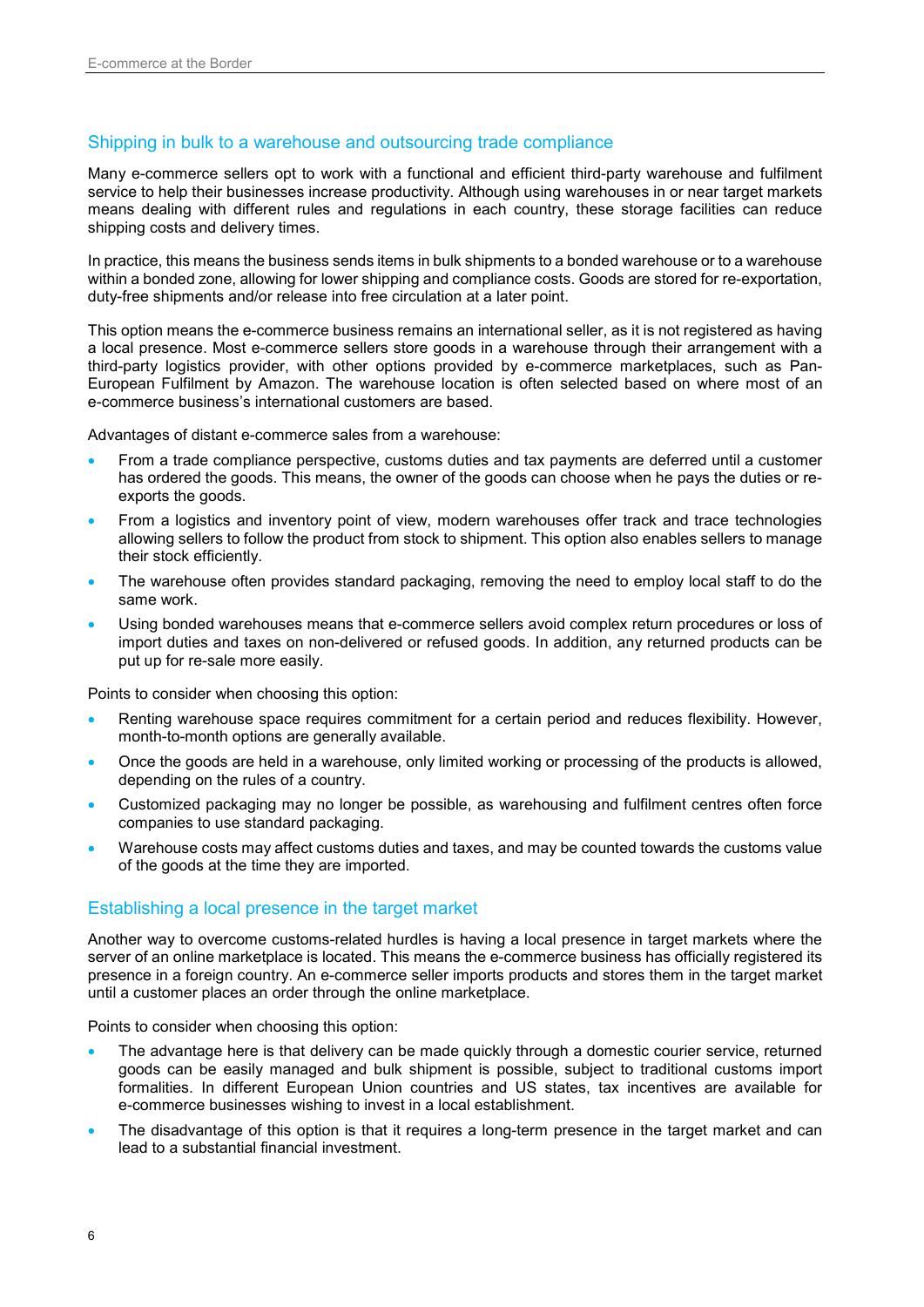## Shipping in bulk to a warehouse and outsourcing trade compliance

Many e-commerce sellers opt to work with a functional and efficient third-party warehouse and fulfilment service to help their businesses increase productivity. Although using warehouses in or near target markets means dealing with different rules and regulations in each country, these storage facilities can reduce shipping costs and delivery times.

In practice, this means the business sends items in bulk shipments to a bonded warehouse or to a warehouse within a bonded zone, allowing for lower shipping and compliance costs. Goods are stored for re-exportation, duty-free shipments and/or release into free circulation at a later point.

This option means the e-commerce business remains an international seller, as it is not registered as having a local presence. Most e-commerce sellers store goods in a warehouse through their arrangement with a third-party logistics provider, with other options provided by e-commerce marketplaces, such as Pan-European Fulfilment by Amazon. The warehouse location is often selected based on where most of an e-commerce business's international customers are based.

Advantages of distant e-commerce sales from a warehouse:

- From a trade compliance perspective, customs duties and tax payments are deferred until a customer has ordered the goods. This means, the owner of the goods can choose when he pays the duties or re-exports the goods.
- From a logistics and inventory point of view, modern warehouses offer track and trace technologies allowing sellers to follow the product from stock to shipment. This option also enables sellers to manage their stock efficiently.
- The warehouse often provides standard packaging, removing the need to employ local staff to do the same work.
- Using bonded warehouses means that e-commerce sellers avoid complex return procedures or loss of import duties and taxes on non-delivered or refused goods. In addition, any returned products can be put up for re-sale more easily.

Points to consider when choosing this option:

- Renting warehouse space requires commitment for a certain period and reduces flexibility. However, month-to-month options are generally available.
- Once the goods are held in a warehouse, only limited working or processing of the products is allowed, depending on the rules of a country.
- Customized packaging may no longer be possible, as warehousing and fulfilment centres often force companies to use standard packaging.
- Warehouse costs may affect customs duties and taxes, and may be counted towards the customs value of the goods at the time they are imported.

## Establishing a local presence in the target market

Another way to overcome customs-related hurdles is having a local presence in target markets where the server of an online marketplace is located. This means the e-commerce business has officially registered its presence in a foreign country. An e-commerce seller imports products and stores them in the target market until a customer places an order through the online marketplace.

Points to consider when choosing this option:

- The advantage here is that delivery can be made quickly through a domestic courier service, returned goods can be easily managed and bulk shipment is possible, subject to traditional customs import formalities. In different European Union countries and US states, tax incentives are available for e-commerce businesses wishing to invest in a local establishment.
- The disadvantage of this option is that it requires a long-term presence in the target market and can lead to a substantial financial investment.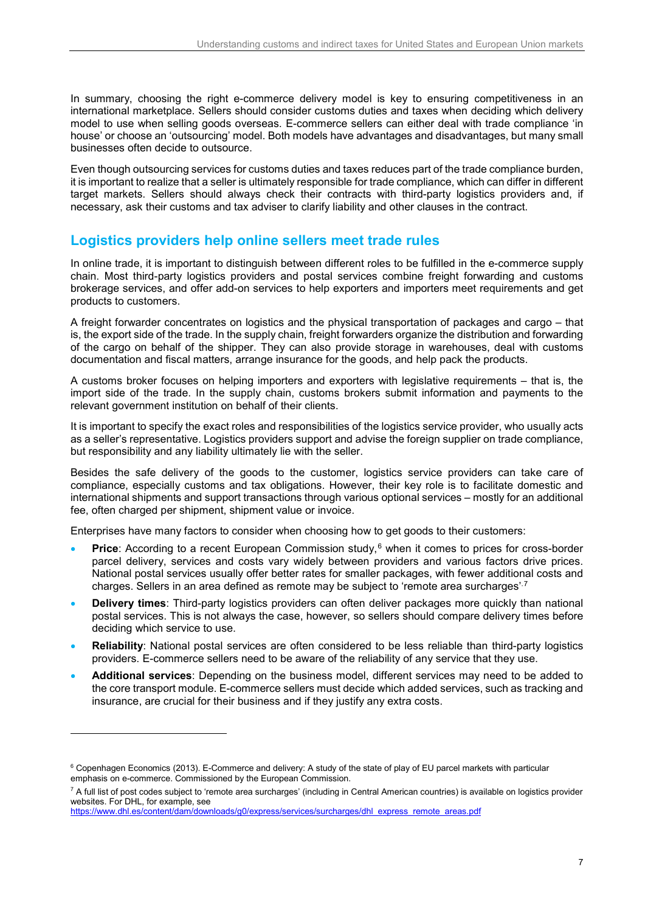In summary, choosing the right e-commerce delivery model is key to ensuring competitiveness in an international marketplace. Sellers should consider customs duties and taxes when deciding which delivery model to use when selling goods overseas. E-commerce sellers can either deal with trade compliance 'in house' or choose an 'outsourcing' model. Both models have advantages and disadvantages, but many small businesses often decide to outsource.

Even though outsourcing services for customs duties and taxes reduces part of the trade compliance burden, it is important to realize that a seller is ultimately responsible for trade compliance, which can differ in different target markets. Sellers should always check their contracts with third-party logistics providers and, if necessary, ask their customs and tax adviser to clarify liability and other clauses in the contract.

## Logistics providers help online sellers meet trade rules

In online trade, it is important to distinguish between different roles to be fulfilled in the e-commerce supply chain. Most third-party logistics providers and postal services combine freight forwarding and customs brokerage services, and offer add-on services to help exporters and importers meet requirements and get products to customers.

A freight forwarder concentrates on logistics and the physical transportation of packages and cargo – that is, the export side of the trade. In the supply chain, freight forwarders organize the distribution and forwarding of the cargo on behalf of the shipper. They can also provide storage in warehouses, deal with customs documentation and fiscal matters, arrange insurance for the goods, and help pack the products.

A customs broker focuses on helping importers and exporters with legislative requirements – that is, the import side of the trade. In the supply chain, customs brokers submit information and payments to the relevant government institution on behalf of their clients.

It is important to specify the exact roles and responsibilities of the logistics service provider, who usually acts as a seller's representative. Logistics providers support and advise the foreign supplier on trade compliance, but responsibility and any liability ultimately lie with the seller.

Besides the safe delivery of the goods to the customer, logistics service providers can take care of compliance, especially customs and tax obligations. However, their key role is to facilitate domestic and international shipments and support transactions through various optional services – mostly for an additional fee, often charged per shipment, shipment value or invoice.

Enterprises have many factors to consider when choosing how to get goods to their customers:

- **Price**: According to a recent European Commission study,[6] when it comes to prices for cross-border parcel delivery, services and costs vary widely between providers and various factors drive prices. National postal services usually offer better rates for smaller packages, with fewer additional costs and charges. Sellers in an area defined as remote may be subject to 'remote area surcharges'.[7]
- **Delivery times**: Third-party logistics providers can often deliver packages more quickly than national postal services. This is not always the case, however, so sellers should compare delivery times before deciding which service to use.
- **Reliability**: National postal services are often considered to be less reliable than third-party logistics providers. E-commerce sellers need to be aware of the reliability of any service that they use.
- **Additional services**: Depending on the business model, different services may need to be added to the core transport module. E-commerce sellers must decide which added services, such as tracking and insurance, are crucial for their business and if they justify any extra costs.

---

[6] Copenhagen Economics (2013). E-Commerce and delivery: A study of the state of play of EU parcel markets with particular emphasis on e-commerce. Commissioned by the European Commission.

[7] A full list of post codes subject to 'remote area surcharges' (including in Central American countries) is available on logistics provider websites. For DHL, for example, see https://www.dhl.es/content/dam/downloads/g0/express/services/surcharges/dhl_express_remote_areas.pdf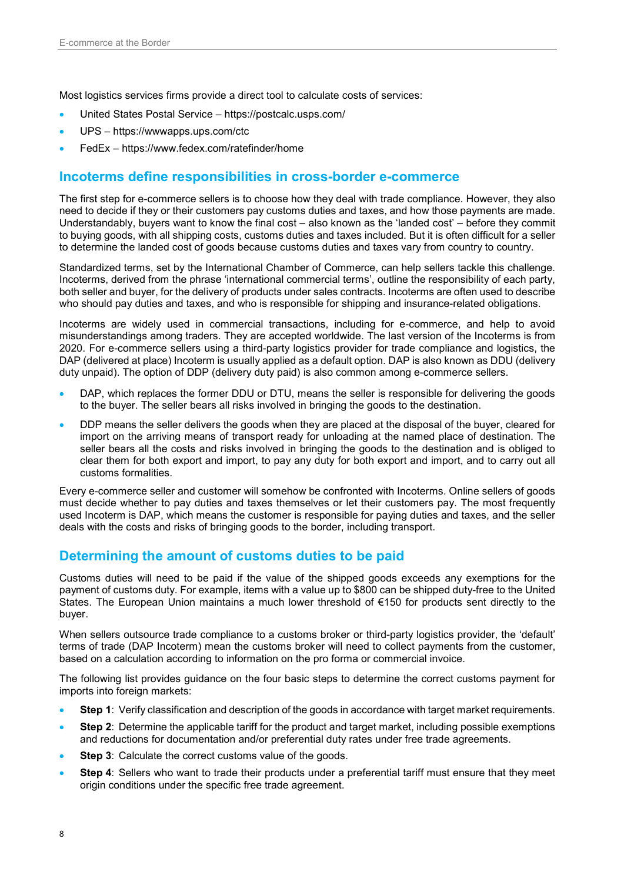Most logistics services firms provide a direct tool to calculate costs of services:

- United States Postal Service – https://postcalc.usps.com/
- UPS – https://wwwapps.ups.com/ctc
- FedEx – https://www.fedex.com/ratefinder/home

## Incoterms define responsibilities in cross-border e-commerce

The first step for e-commerce sellers is to choose how they deal with trade compliance. However, they also need to decide if they or their customers pay customs duties and taxes, and how those payments are made. Understandably, buyers want to know the final cost – also known as the 'landed cost' – before they commit to buying goods, with all shipping costs, customs duties and taxes included. But it is often difficult for a seller to determine the landed cost of goods because customs duties and taxes vary from country to country.

Standardized terms, set by the International Chamber of Commerce, can help sellers tackle this challenge. Incoterms, derived from the phrase 'international commercial terms', outline the responsibility of each party, both seller and buyer, for the delivery of products under sales contracts. Incoterms are often used to describe who should pay duties and taxes, and who is responsible for shipping and insurance-related obligations.

Incoterms are widely used in commercial transactions, including for e-commerce, and help to avoid misunderstandings among traders. They are accepted worldwide. The last version of the Incoterms is from 2020. For e-commerce sellers using a third-party logistics provider for trade compliance and logistics, the DAP (delivered at place) Incoterm is usually applied as a default option. DAP is also known as DDU (delivery duty unpaid). The option of DDP (delivery duty paid) is also common among e-commerce sellers.

- DAP, which replaces the former DDU or DTU, means the seller is responsible for delivering the goods to the buyer. The seller bears all risks involved in bringing the goods to the destination.
- DDP means the seller delivers the goods when they are placed at the disposal of the buyer, cleared for import on the arriving means of transport ready for unloading at the named place of destination. The seller bears all the costs and risks involved in bringing the goods to the destination and is obliged to clear them for both export and import, to pay any duty for both export and import, and to carry out all customs formalities.

Every e-commerce seller and customer will somehow be confronted with Incoterms. Online sellers of goods must decide whether to pay duties and taxes themselves or let their customers pay. The most frequently used Incoterm is DAP, which means the customer is responsible for paying duties and taxes, and the seller deals with the costs and risks of bringing goods to the border, including transport.

## Determining the amount of customs duties to be paid

Customs duties will need to be paid if the value of the shipped goods exceeds any exemptions for the payment of customs duty. For example, items with a value up to $800 can be shipped duty-free to the United States. The European Union maintains a much lower threshold of €150 for products sent directly to the buyer.

When sellers outsource trade compliance to a customs broker or third-party logistics provider, the 'default' terms of trade (DAP Incoterm) mean the customs broker will need to collect payments from the customer, based on a calculation according to information on the pro forma or commercial invoice.

The following list provides guidance on the four basic steps to determine the correct customs payment for imports into foreign markets:

- **Step 1**: Verify classification and description of the goods in accordance with target market requirements.
- **Step 2**: Determine the applicable tariff for the product and target market, including possible exemptions and reductions for documentation and/or preferential duty rates under free trade agreements.
- **Step 3**: Calculate the correct customs value of the goods.
- **Step 4**: Sellers who want to trade their products under a preferential tariff must ensure that they meet origin conditions under the specific free trade agreement.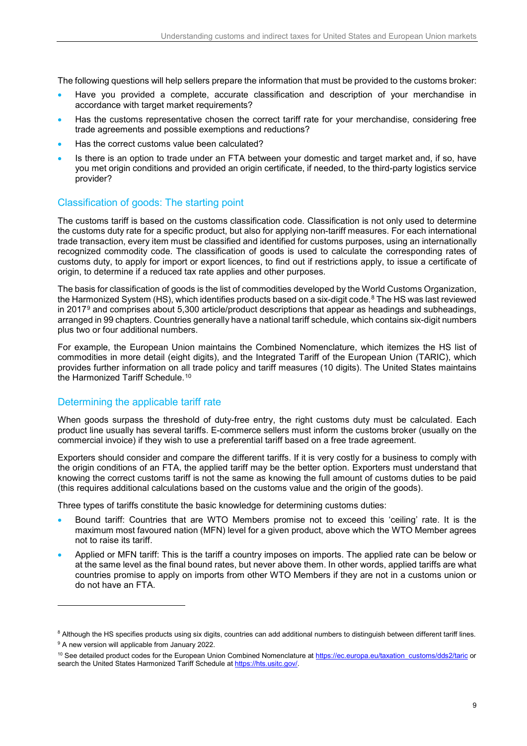The following questions will help sellers prepare the information that must be provided to the customs broker:

- Have you provided a complete, accurate classification and description of your merchandise in accordance with target market requirements?
- Has the customs representative chosen the correct tariff rate for your merchandise, considering free trade agreements and possible exemptions and reductions?
- Has the correct customs value been calculated?
- Is there is an option to trade under an FTA between your domestic and target market and, if so, have you met origin conditions and provided an origin certificate, if needed, to the third-party logistics service provider?

## Classification of goods: The starting point

The customs tariff is based on the customs classification code. Classification is not only used to determine the customs duty rate for a specific product, but also for applying non-tariff measures. For each international trade transaction, every item must be classified and identified for customs purposes, using an internationally recognized commodity code. The classification of goods is used to calculate the corresponding rates of customs duty, to apply for import or export licences, to find out if restrictions apply, to issue a certificate of origin, to determine if a reduced tax rate applies and other purposes.

The basis for classification of goods is the list of commodities developed by the World Customs Organization, the Harmonized System (HS), which identifies products based on a six-digit code.[8] The HS was last reviewed in 2017[9] and comprises about 5,300 article/product descriptions that appear as headings and subheadings, arranged in 99 chapters. Countries generally have a national tariff schedule, which contains six-digit numbers plus two or four additional numbers.

For example, the European Union maintains the Combined Nomenclature, which itemizes the HS list of commodities in more detail (eight digits), and the Integrated Tariff of the European Union (TARIC), which provides further information on all trade policy and tariff measures (10 digits). The United States maintains the Harmonized Tariff Schedule.[10]

## Determining the applicable tariff rate

When goods surpass the threshold of duty-free entry, the right customs duty must be calculated. Each product line usually has several tariffs. E-commerce sellers must inform the customs broker (usually on the commercial invoice) if they wish to use a preferential tariff based on a free trade agreement.

Exporters should consider and compare the different tariffs. If it is very costly for a business to comply with the origin conditions of an FTA, the applied tariff may be the better option. Exporters must understand that knowing the correct customs tariff is not the same as knowing the full amount of customs duties to be paid (this requires additional calculations based on the customs value and the origin of the goods).

Three types of tariffs constitute the basic knowledge for determining customs duties:

- Bound tariff: Countries that are WTO Members promise not to exceed this 'ceiling' rate. It is the maximum most favoured nation (MFN) level for a given product, above which the WTO Member agrees not to raise its tariff.
- Applied or MFN tariff: This is the tariff a country imposes on imports. The applied rate can be below or at the same level as the final bound rates, but never above them. In other words, applied tariffs are what countries promise to apply on imports from other WTO Members if they are not in a customs union or do not have an FTA.

---

[8] Although the HS specifies products using six digits, countries can add additional numbers to distinguish between different tariff lines.

[9] A new version will applicable from January 2022.

[10] See detailed product codes for the European Union Combined Nomenclature at https://ec.europa.eu/taxation_customs/dds2/taric or search the United States Harmonized Tariff Schedule at https://hts.usitc.gov/.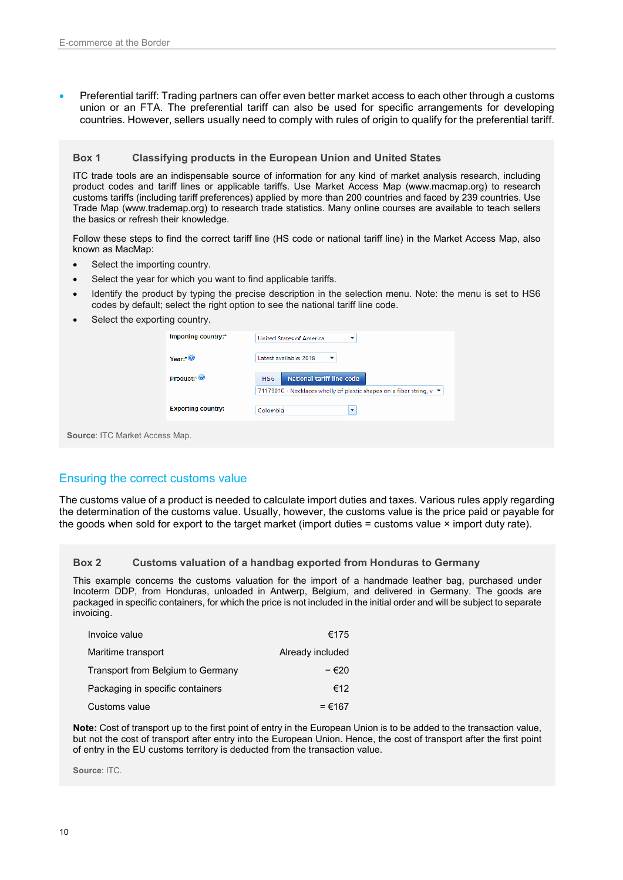- Preferential tariff: Trading partners can offer even better market access to each other through a customs union or an FTA. The preferential tariff can also be used for specific arrangements for developing countries. However, sellers usually need to comply with rules of origin to qualify for the preferential tariff.

### Box 1 Classifying products in the European Union and United States

ITC trade tools are an indispensable source of information for any kind of market analysis research, including product codes and tariff lines or applicable tariffs. Use Market Access Map (www.macmap.org) to research customs tariffs (including tariff preferences) applied by more than 200 countries and faced by 239 countries. Use Trade Map (www.trademap.org) to research trade statistics. Many online courses are available to teach sellers the basics or refresh their knowledge.

Follow these steps to find the correct tariff line (HS code or national tariff line) in the Market Access Map, also known as MacMap:

- Select the importing country.
- Select the year for which you want to find applicable tariffs.
- Identify the product by typing the precise description in the selection menu. Note: the menu is set to HS6 codes by default; select the right option to see the national tariff line code.
- Select the exporting country.

| | |
|---|---|
| Importing country:* | United States of America |
| Year:* | Latest available: 2018 |
| Product:* | HS6 / National tariff line code<br>71179010 - Necklaces wholly of plastic shapes on a fiber string, v |
| Exporting country: | Colombia |

**Source**: ITC Market Access Map.

## Ensuring the correct customs value

The customs value of a product is needed to calculate import duties and taxes. Various rules apply regarding the determination of the customs value. Usually, however, the customs value is the price paid or payable for the goods when sold for export to the target market (import duties = customs value × import duty rate).

### Box 2 Customs valuation of a handbag exported from Honduras to Germany

This example concerns the customs valuation for the import of a handmade leather bag, purchased under Incoterm DDP, from Honduras, unloaded in Antwerp, Belgium, and delivered in Germany. The goods are packaged in specific containers, for which the price is not included in the initial order and will be subject to separate invoicing.

| | |
|---|---|
| Invoice value | €175 |
| Maritime transport | Already included |
| Transport from Belgium to Germany | − €20 |
| Packaging in specific containers | €12 |
| Customs value | = €167 |

**Note:** Cost of transport up to the first point of entry in the European Union is to be added to the transaction value, but not the cost of transport after entry into the European Union. Hence, the cost of transport after the first point of entry in the EU customs territory is deducted from the transaction value.

**Source**: ITC.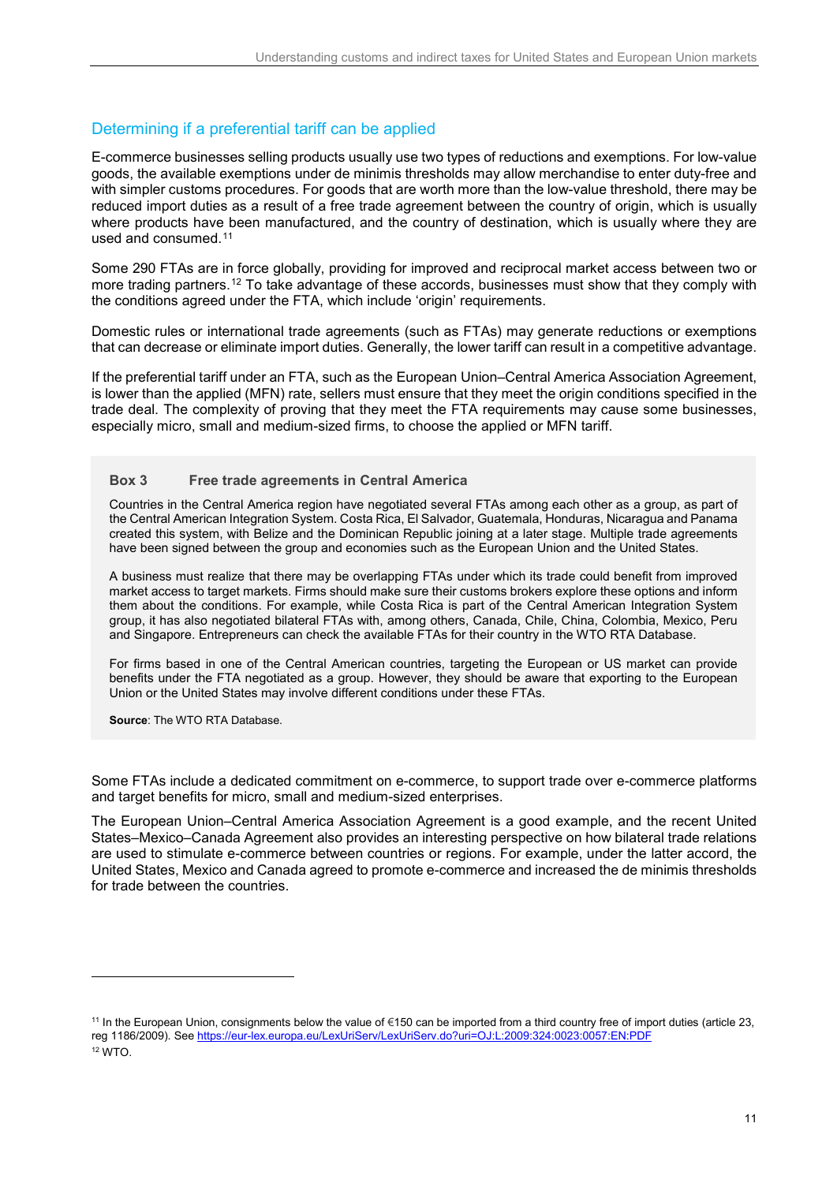## Determining if a preferential tariff can be applied

E-commerce businesses selling products usually use two types of reductions and exemptions. For low-value goods, the available exemptions under de minimis thresholds may allow merchandise to enter duty-free and with simpler customs procedures. For goods that are worth more than the low-value threshold, there may be reduced import duties as a result of a free trade agreement between the country of origin, which is usually where products have been manufactured, and the country of destination, which is usually where they are used and consumed.[11]

Some 290 FTAs are in force globally, providing for improved and reciprocal market access between two or more trading partners.[12] To take advantage of these accords, businesses must show that they comply with the conditions agreed under the FTA, which include 'origin' requirements.

Domestic rules or international trade agreements (such as FTAs) may generate reductions or exemptions that can decrease or eliminate import duties. Generally, the lower tariff can result in a competitive advantage.

If the preferential tariff under an FTA, such as the European Union–Central America Association Agreement, is lower than the applied (MFN) rate, sellers must ensure that they meet the origin conditions specified in the trade deal. The complexity of proving that they meet the FTA requirements may cause some businesses, especially micro, small and medium-sized firms, to choose the applied or MFN tariff.

> **Box 3 Free trade agreements in Central America**
>
> Countries in the Central America region have negotiated several FTAs among each other as a group, as part of the Central American Integration System. Costa Rica, El Salvador, Guatemala, Honduras, Nicaragua and Panama created this system, with Belize and the Dominican Republic joining at a later stage. Multiple trade agreements have been signed between the group and economies such as the European Union and the United States.
>
> A business must realize that there may be overlapping FTAs under which its trade could benefit from improved market access to target markets. Firms should make sure their customs brokers explore these options and inform them about the conditions. For example, while Costa Rica is part of the Central American Integration System group, it has also negotiated bilateral FTAs with, among others, Canada, Chile, China, Colombia, Mexico, Peru and Singapore. Entrepreneurs can check the available FTAs for their country in the WTO RTA Database.
>
> For firms based in one of the Central American countries, targeting the European or US market can provide benefits under the FTA negotiated as a group. However, they should be aware that exporting to the European Union or the United States may involve different conditions under these FTAs.
>
> **Source**: The WTO RTA Database.

Some FTAs include a dedicated commitment on e-commerce, to support trade over e-commerce platforms and target benefits for micro, small and medium-sized enterprises.

The European Union–Central America Association Agreement is a good example, and the recent United States–Mexico–Canada Agreement also provides an interesting perspective on how bilateral trade relations are used to stimulate e-commerce between countries or regions. For example, under the latter accord, the United States, Mexico and Canada agreed to promote e-commerce and increased the de minimis thresholds for trade between the countries.

---

[11] In the European Union, consignments below the value of €150 can be imported from a third country free of import duties (article 23, reg 1186/2009). See https://eur-lex.europa.eu/LexUriServ/LexUriServ.do?uri=OJ:L:2009:324:0023:0057:EN:PDF

[12] WTO.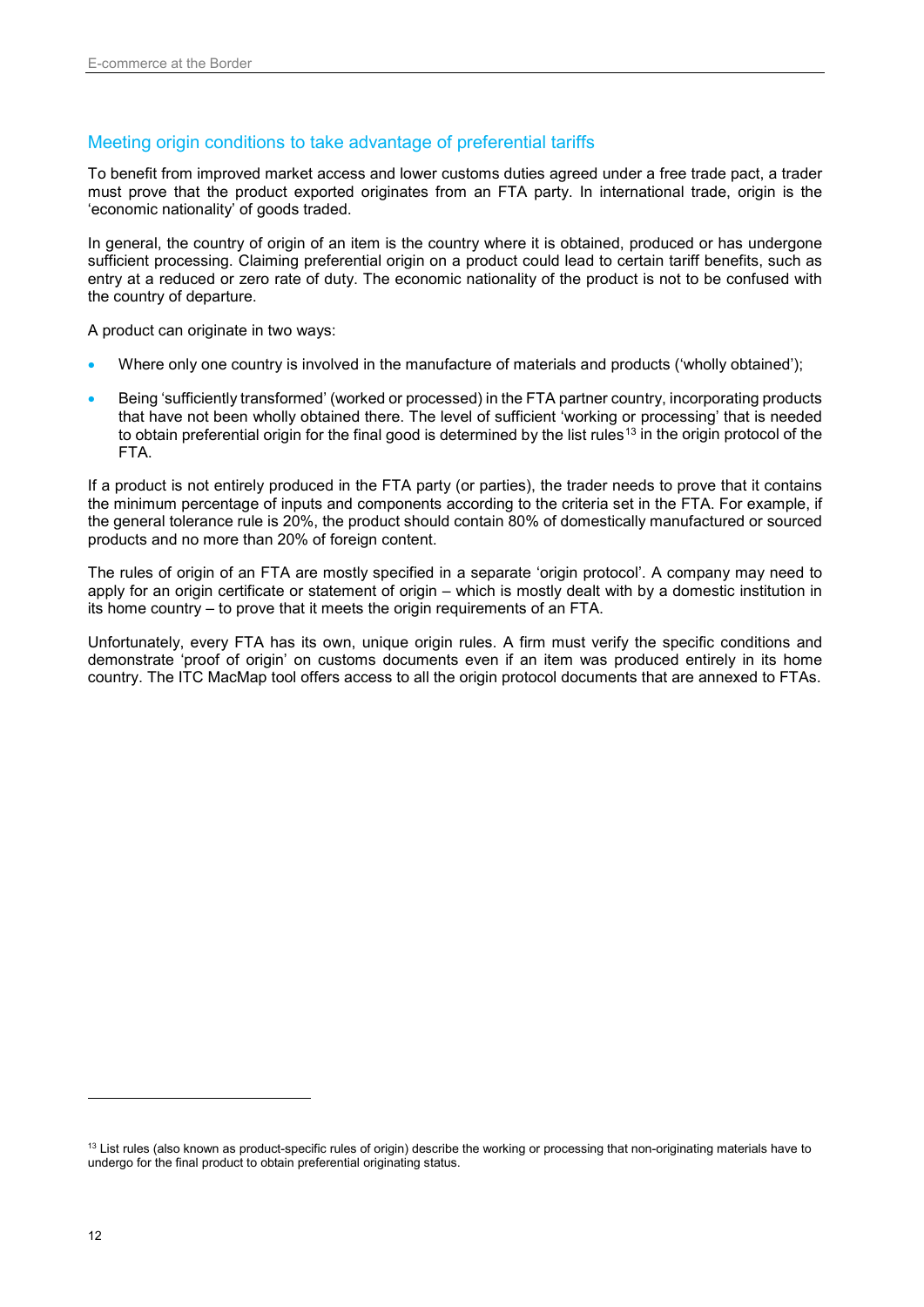## Meeting origin conditions to take advantage of preferential tariffs

To benefit from improved market access and lower customs duties agreed under a free trade pact, a trader must prove that the product exported originates from an FTA party. In international trade, origin is the 'economic nationality' of goods traded.

In general, the country of origin of an item is the country where it is obtained, produced or has undergone sufficient processing. Claiming preferential origin on a product could lead to certain tariff benefits, such as entry at a reduced or zero rate of duty. The economic nationality of the product is not to be confused with the country of departure.

A product can originate in two ways:

- Where only one country is involved in the manufacture of materials and products ('wholly obtained');
- Being 'sufficiently transformed' (worked or processed) in the FTA partner country, incorporating products that have not been wholly obtained there. The level of sufficient 'working or processing' that is needed to obtain preferential origin for the final good is determined by the list rules[13] in the origin protocol of the FTA.

If a product is not entirely produced in the FTA party (or parties), the trader needs to prove that it contains the minimum percentage of inputs and components according to the criteria set in the FTA. For example, if the general tolerance rule is 20%, the product should contain 80% of domestically manufactured or sourced products and no more than 20% of foreign content.

The rules of origin of an FTA are mostly specified in a separate 'origin protocol'. A company may need to apply for an origin certificate or statement of origin – which is mostly dealt with by a domestic institution in its home country – to prove that it meets the origin requirements of an FTA.

Unfortunately, every FTA has its own, unique origin rules. A firm must verify the specific conditions and demonstrate 'proof of origin' on customs documents even if an item was produced entirely in its home country. The ITC MacMap tool offers access to all the origin protocol documents that are annexed to FTAs.

---

[13] List rules (also known as product-specific rules of origin) describe the working or processing that non-originating materials have to undergo for the final product to obtain preferential originating status.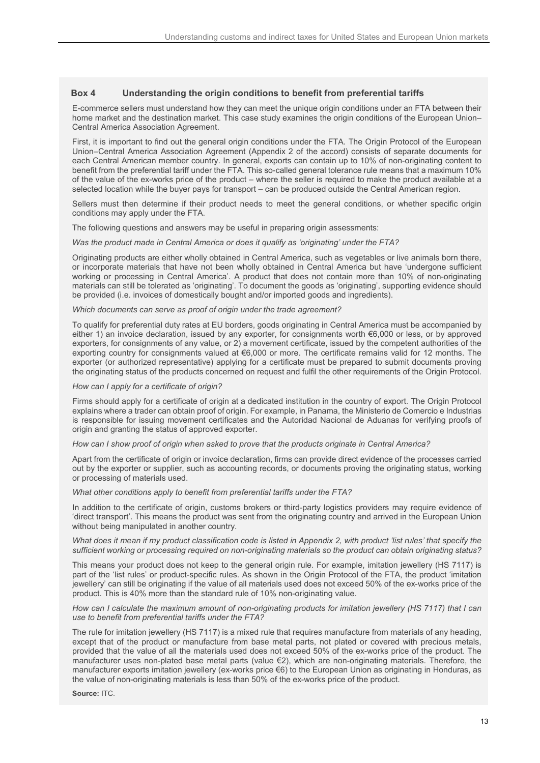### Box 4 Understanding the origin conditions to benefit from preferential tariffs

E-commerce sellers must understand how they can meet the unique origin conditions under an FTA between their home market and the destination market. This case study examines the origin conditions of the European Union–Central America Association Agreement.

First, it is important to find out the general origin conditions under the FTA. The Origin Protocol of the European Union–Central America Association Agreement (Appendix 2 of the accord) consists of separate documents for each Central American member country. In general, exports can contain up to 10% of non-originating content to benefit from the preferential tariff under the FTA. This so-called general tolerance rule means that a maximum 10% of the value of the ex-works price of the product – where the seller is required to make the product available at a selected location while the buyer pays for transport – can be produced outside the Central American region.

Sellers must then determine if their product needs to meet the general conditions, or whether specific origin conditions may apply under the FTA.

The following questions and answers may be useful in preparing origin assessments:

*Was the product made in Central America or does it qualify as 'originating' under the FTA?*

Originating products are either wholly obtained in Central America, such as vegetables or live animals born there, or incorporate materials that have not been wholly obtained in Central America but have 'undergone sufficient working or processing in Central America'. A product that does not contain more than 10% of non-originating materials can still be tolerated as 'originating'. To document the goods as 'originating', supporting evidence should be provided (i.e. invoices of domestically bought and/or imported goods and ingredients).

*Which documents can serve as proof of origin under the trade agreement?*

To qualify for preferential duty rates at EU borders, goods originating in Central America must be accompanied by either 1) an invoice declaration, issued by any exporter, for consignments worth €6,000 or less, or by approved exporters, for consignments of any value, or 2) a movement certificate, issued by the competent authorities of the exporting country for consignments valued at €6,000 or more. The certificate remains valid for 12 months. The exporter (or authorized representative) applying for a certificate must be prepared to submit documents proving the originating status of the products concerned on request and fulfil the other requirements of the Origin Protocol.

*How can I apply for a certificate of origin?*

Firms should apply for a certificate of origin at a dedicated institution in the country of export. The Origin Protocol explains where a trader can obtain proof of origin. For example, in Panama, the Ministerio de Comercio e Industrias is responsible for issuing movement certificates and the Autoridad Nacional de Aduanas for verifying proofs of origin and granting the status of approved exporter.

*How can I show proof of origin when asked to prove that the products originate in Central America?*

Apart from the certificate of origin or invoice declaration, firms can provide direct evidence of the processes carried out by the exporter or supplier, such as accounting records, or documents proving the originating status, working or processing of materials used.

*What other conditions apply to benefit from preferential tariffs under the FTA?*

In addition to the certificate of origin, customs brokers or third-party logistics providers may require evidence of 'direct transport'. This means the product was sent from the originating country and arrived in the European Union without being manipulated in another country.

*What does it mean if my product classification code is listed in Appendix 2, with product 'list rules' that specify the sufficient working or processing required on non-originating materials so the product can obtain originating status?*

This means your product does not keep to the general origin rule. For example, imitation jewellery (HS 7117) is part of the 'list rules' or product-specific rules. As shown in the Origin Protocol of the FTA, the product 'imitation jewellery' can still be originating if the value of all materials used does not exceed 50% of the ex-works price of the product. This is 40% more than the standard rule of 10% non-originating value.

*How can I calculate the maximum amount of non-originating products for imitation jewellery (HS 7117) that I can use to benefit from preferential tariffs under the FTA?*

The rule for imitation jewellery (HS 7117) is a mixed rule that requires manufacture from materials of any heading, except that of the product or manufacture from base metal parts, not plated or covered with precious metals, provided that the value of all the materials used does not exceed 50% of the ex-works price of the product. The manufacturer uses non-plated base metal parts (value €2), which are non-originating materials. Therefore, the manufacturer exports imitation jewellery (ex-works price €6) to the European Union as originating in Honduras, as the value of non-originating materials is less than 50% of the ex-works price of the product.

**Source:** ITC.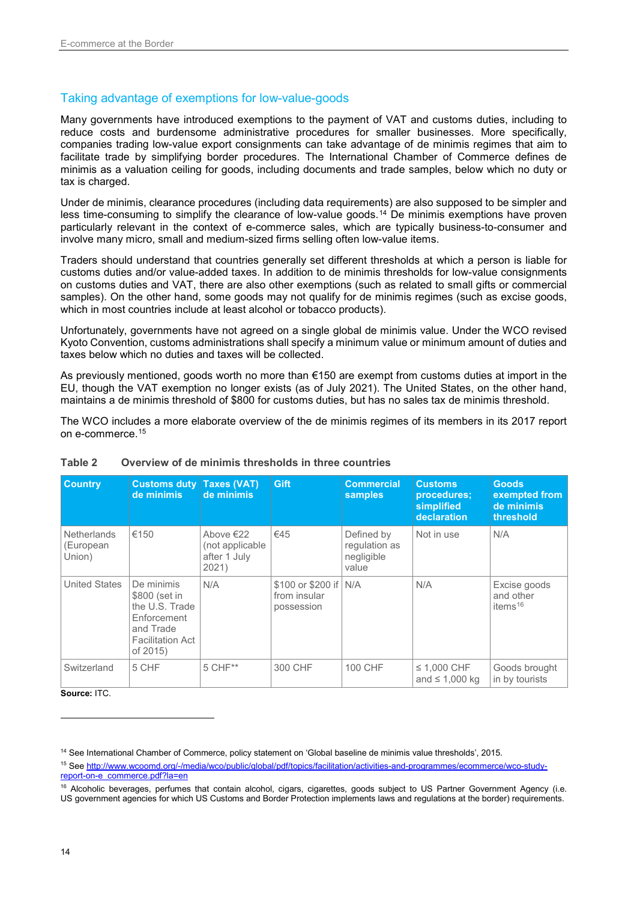## Taking advantage of exemptions for low-value-goods

Many governments have introduced exemptions to the payment of VAT and customs duties, including to reduce costs and burdensome administrative procedures for smaller businesses. More specifically, companies trading low-value export consignments can take advantage of de minimis regimes that aim to facilitate trade by simplifying border procedures. The International Chamber of Commerce defines de minimis as a valuation ceiling for goods, including documents and trade samples, below which no duty or tax is charged.

Under de minimis, clearance procedures (including data requirements) are also supposed to be simpler and less time-consuming to simplify the clearance of low-value goods.[14] De minimis exemptions have proven particularly relevant in the context of e-commerce sales, which are typically business-to-consumer and involve many micro, small and medium-sized firms selling often low-value items.

Traders should understand that countries generally set different thresholds at which a person is liable for customs duties and/or value-added taxes. In addition to de minimis thresholds for low-value consignments on customs duties and VAT, there are also other exemptions (such as related to small gifts or commercial samples). On the other hand, some goods may not qualify for de minimis regimes (such as excise goods, which in most countries include at least alcohol or tobacco products).

Unfortunately, governments have not agreed on a single global de minimis value. Under the WCO revised Kyoto Convention, customs administrations shall specify a minimum value or minimum amount of duties and taxes below which no duties and taxes will be collected.

As previously mentioned, goods worth no more than €150 are exempt from customs duties at import in the EU, though the VAT exemption no longer exists (as of July 2021). The United States, on the other hand, maintains a de minimis threshold of $800 for customs duties, but has no sales tax de minimis threshold.

The WCO includes a more elaborate overview of the de minimis regimes of its members in its 2017 report on e-commerce.[15]

**Table 2 Overview of de minimis thresholds in three countries**

| Country | Customs duty de minimis | Taxes (VAT) de minimis | Gift | Commercial samples | Customs procedures; simplified declaration | Goods exempted from de minimis threshold |
|---|---|---|---|---|---|---|
| Netherlands (European Union) | €150 | Above €22 (not applicable after 1 July 2021) | €45 | Defined by regulation as negligible value | Not in use | N/A |
| United States | De minimis $800 (set in the U.S. Trade Enforcement and Trade Facilitation Act of 2015) | N/A | $100 or $200 if from insular possession | N/A | N/A | Excise goods and other items[16] |
| Switzerland | 5 CHF | 5 CHF** | 300 CHF | 100 CHF | ≤ 1,000 CHF and ≤ 1,000 kg | Goods brought in by tourists |

**Source:** ITC.

[14] See International Chamber of Commerce, policy statement on 'Global baseline de minimis value thresholds', 2015.

[15] See http://www.wcoomd.org/-/media/wco/public/global/pdf/topics/facilitation/activities-and-programmes/ecommerce/wco-study-report-on-e_commerce.pdf?la=en

[16] Alcoholic beverages, perfumes that contain alcohol, cigars, cigarettes, goods subject to US Partner Government Agency (i.e. US government agencies for which US Customs and Border Protection implements laws and regulations at the border) requirements.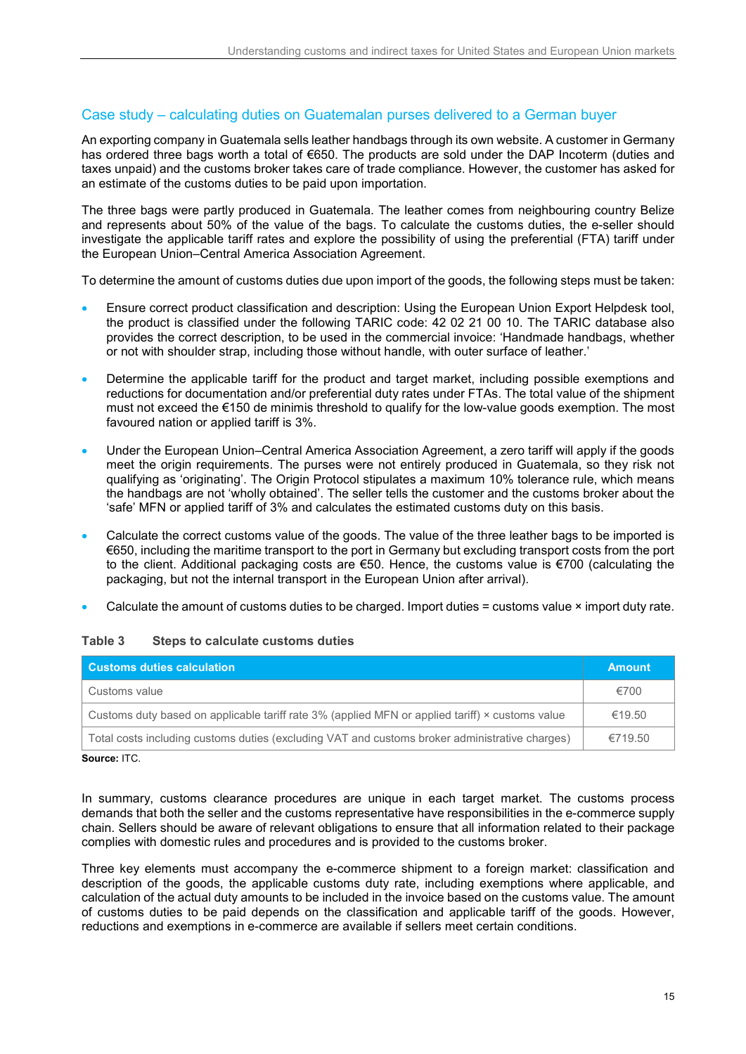## Case study – calculating duties on Guatemalan purses delivered to a German buyer

An exporting company in Guatemala sells leather handbags through its own website. A customer in Germany has ordered three bags worth a total of €650. The products are sold under the DAP Incoterm (duties and taxes unpaid) and the customs broker takes care of trade compliance. However, the customer has asked for an estimate of the customs duties to be paid upon importation.

The three bags were partly produced in Guatemala. The leather comes from neighbouring country Belize and represents about 50% of the value of the bags. To calculate the customs duties, the e-seller should investigate the applicable tariff rates and explore the possibility of using the preferential (FTA) tariff under the European Union–Central America Association Agreement.

To determine the amount of customs duties due upon import of the goods, the following steps must be taken:

- Ensure correct product classification and description: Using the European Union Export Helpdesk tool, the product is classified under the following TARIC code: 42 02 21 00 10. The TARIC database also provides the correct description, to be used in the commercial invoice: 'Handmade handbags, whether or not with shoulder strap, including those without handle, with outer surface of leather.'
- Determine the applicable tariff for the product and target market, including possible exemptions and reductions for documentation and/or preferential duty rates under FTAs. The total value of the shipment must not exceed the €150 de minimis threshold to qualify for the low-value goods exemption. The most favoured nation or applied tariff is 3%.
- Under the European Union–Central America Association Agreement, a zero tariff will apply if the goods meet the origin requirements. The purses were not entirely produced in Guatemala, so they risk not qualifying as 'originating'. The Origin Protocol stipulates a maximum 10% tolerance rule, which means the handbags are not 'wholly obtained'. The seller tells the customer and the customs broker about the 'safe' MFN or applied tariff of 3% and calculates the estimated customs duty on this basis.
- Calculate the correct customs value of the goods. The value of the three leather bags to be imported is €650, including the maritime transport to the port in Germany but excluding transport costs from the port to the client. Additional packaging costs are €50. Hence, the customs value is €700 (calculating the packaging, but not the internal transport in the European Union after arrival).
- Calculate the amount of customs duties to be charged. Import duties = customs value × import duty rate.

**Table 3 Steps to calculate customs duties**

| Customs duties calculation | Amount |
| --- | --- |
| Customs value | €700 |
| Customs duty based on applicable tariff rate 3% (applied MFN or applied tariff) × customs value | €19.50 |
| Total costs including customs duties (excluding VAT and customs broker administrative charges) | €719.50 |

**Source:** ITC.

In summary, customs clearance procedures are unique in each target market. The customs process demands that both the seller and the customs representative have responsibilities in the e-commerce supply chain. Sellers should be aware of relevant obligations to ensure that all information related to their package complies with domestic rules and procedures and is provided to the customs broker.

Three key elements must accompany the e-commerce shipment to a foreign market: classification and description of the goods, the applicable customs duty rate, including exemptions where applicable, and calculation of the actual duty amounts to be included in the invoice based on the customs value. The amount of customs duties to be paid depends on the classification and applicable tariff of the goods. However, reductions and exemptions in e-commerce are available if sellers meet certain conditions.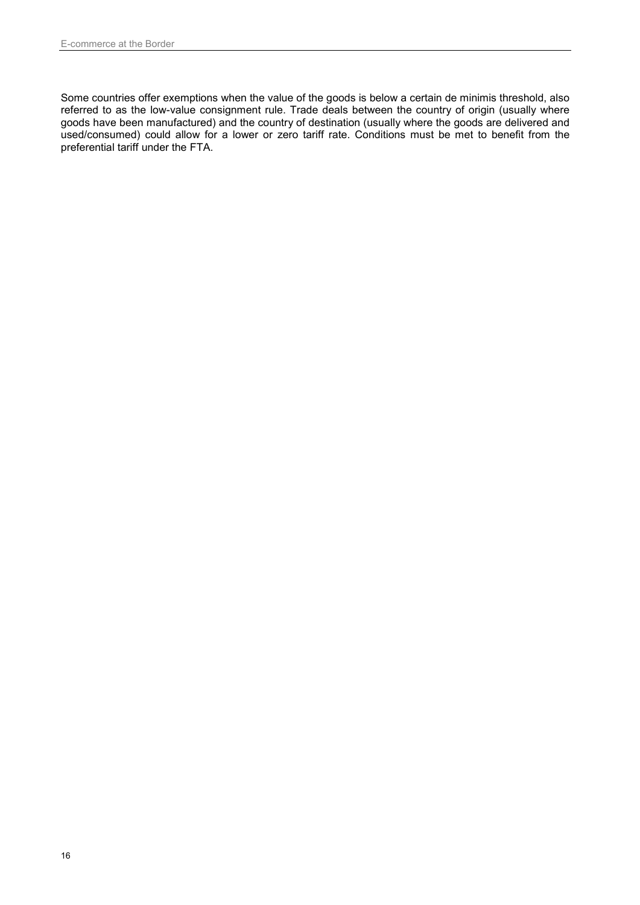Some countries offer exemptions when the value of the goods is below a certain de minimis threshold, also referred to as the low-value consignment rule. Trade deals between the country of origin (usually where goods have been manufactured) and the country of destination (usually where the goods are delivered and used/consumed) could allow for a lower or zero tariff rate. Conditions must be met to benefit from the preferential tariff under the FTA.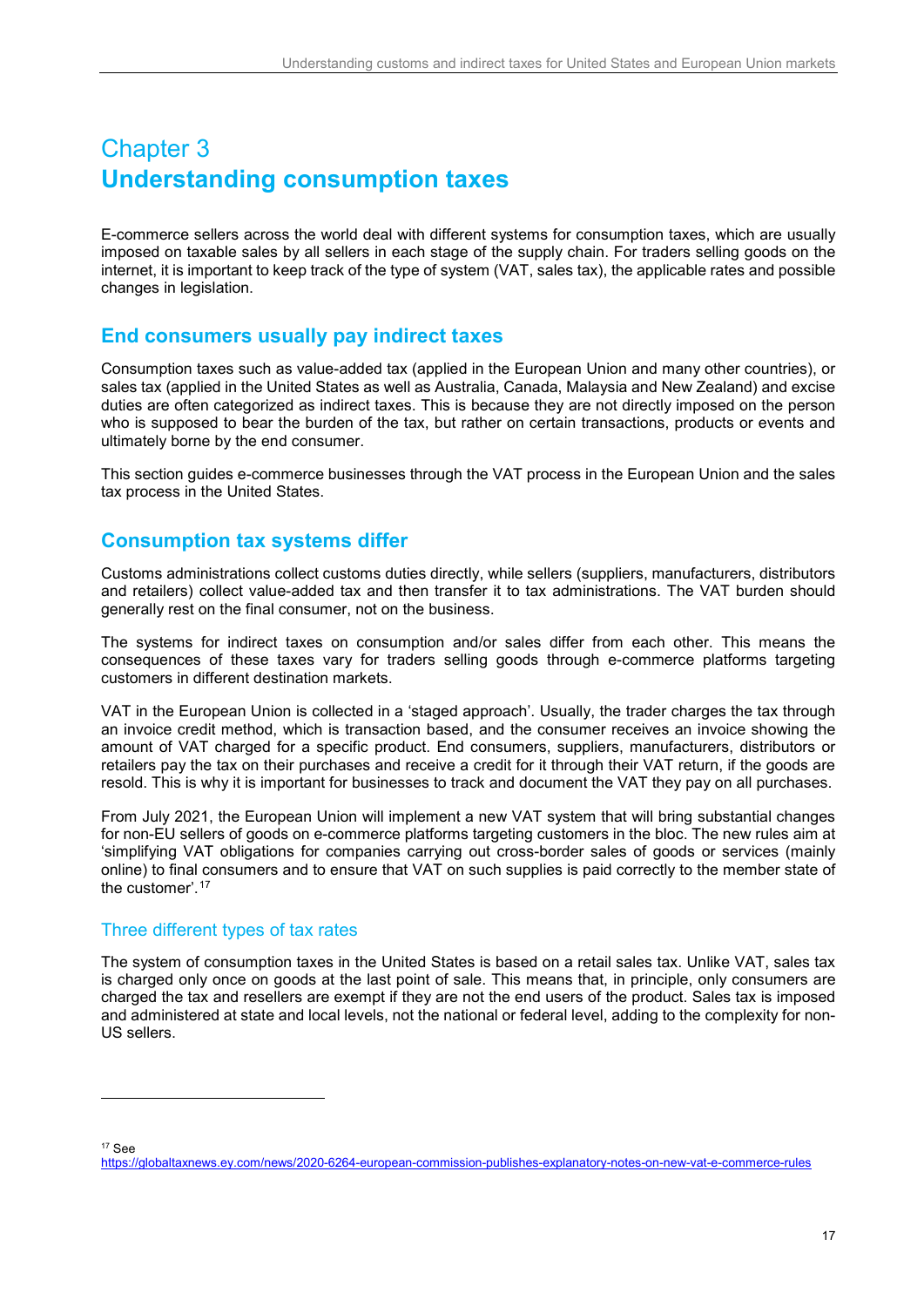# Chapter 3
# Understanding consumption taxes

E-commerce sellers across the world deal with different systems for consumption taxes, which are usually imposed on taxable sales by all sellers in each stage of the supply chain. For traders selling goods on the internet, it is important to keep track of the type of system (VAT, sales tax), the applicable rates and possible changes in legislation.

## End consumers usually pay indirect taxes

Consumption taxes such as value-added tax (applied in the European Union and many other countries), or sales tax (applied in the United States as well as Australia, Canada, Malaysia and New Zealand) and excise duties are often categorized as indirect taxes. This is because they are not directly imposed on the person who is supposed to bear the burden of the tax, but rather on certain transactions, products or events and ultimately borne by the end consumer.

This section guides e-commerce businesses through the VAT process in the European Union and the sales tax process in the United States.

## Consumption tax systems differ

Customs administrations collect customs duties directly, while sellers (suppliers, manufacturers, distributors and retailers) collect value-added tax and then transfer it to tax administrations. The VAT burden should generally rest on the final consumer, not on the business.

The systems for indirect taxes on consumption and/or sales differ from each other. This means the consequences of these taxes vary for traders selling goods through e-commerce platforms targeting customers in different destination markets.

VAT in the European Union is collected in a 'staged approach'. Usually, the trader charges the tax through an invoice credit method, which is transaction based, and the consumer receives an invoice showing the amount of VAT charged for a specific product. End consumers, suppliers, manufacturers, distributors or retailers pay the tax on their purchases and receive a credit for it through their VAT return, if the goods are resold. This is why it is important for businesses to track and document the VAT they pay on all purchases.

From July 2021, the European Union will implement a new VAT system that will bring substantial changes for non-EU sellers of goods on e-commerce platforms targeting customers in the bloc. The new rules aim at 'simplifying VAT obligations for companies carrying out cross-border sales of goods or services (mainly online) to final consumers and to ensure that VAT on such supplies is paid correctly to the member state of the customer'.[17]

### Three different types of tax rates

The system of consumption taxes in the United States is based on a retail sales tax. Unlike VAT, sales tax is charged only once on goods at the last point of sale. This means that, in principle, only consumers are charged the tax and resellers are exempt if they are not the end users of the product. Sales tax is imposed and administered at state and local levels, not the national or federal level, adding to the complexity for non-US sellers.

---

[17] See https://globaltaxnews.ey.com/news/2020-6264-european-commission-publishes-explanatory-notes-on-new-vat-e-commerce-rules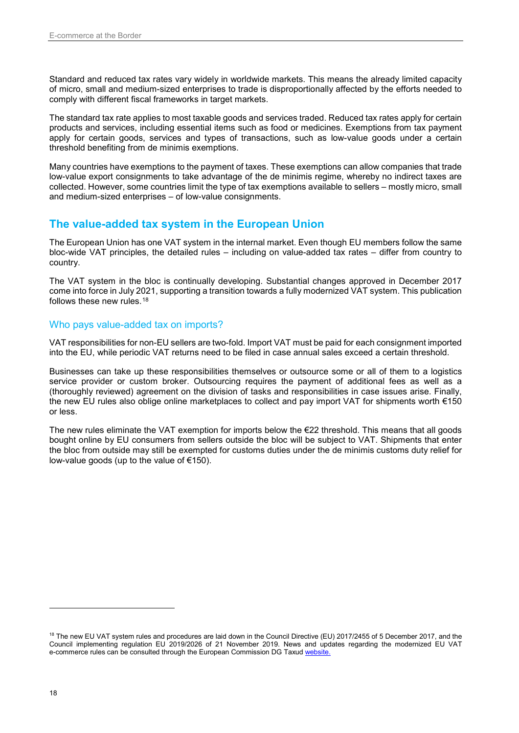Standard and reduced tax rates vary widely in worldwide markets. This means the already limited capacity of micro, small and medium-sized enterprises to trade is disproportionally affected by the efforts needed to comply with different fiscal frameworks in target markets.

The standard tax rate applies to most taxable goods and services traded. Reduced tax rates apply for certain products and services, including essential items such as food or medicines. Exemptions from tax payment apply for certain goods, services and types of transactions, such as low-value goods under a certain threshold benefiting from de minimis exemptions.

Many countries have exemptions to the payment of taxes. These exemptions can allow companies that trade low-value export consignments to take advantage of the de minimis regime, whereby no indirect taxes are collected. However, some countries limit the type of tax exemptions available to sellers – mostly micro, small and medium-sized enterprises – of low-value consignments.

## The value-added tax system in the European Union

The European Union has one VAT system in the internal market. Even though EU members follow the same bloc-wide VAT principles, the detailed rules – including on value-added tax rates – differ from country to country.

The VAT system in the bloc is continually developing. Substantial changes approved in December 2017 come into force in July 2021, supporting a transition towards a fully modernized VAT system. This publication follows these new rules.[18]

### Who pays value-added tax on imports?

VAT responsibilities for non-EU sellers are two-fold. Import VAT must be paid for each consignment imported into the EU, while periodic VAT returns need to be filed in case annual sales exceed a certain threshold.

Businesses can take up these responsibilities themselves or outsource some or all of them to a logistics service provider or custom broker. Outsourcing requires the payment of additional fees as well as a (thoroughly reviewed) agreement on the division of tasks and responsibilities in case issues arise. Finally, the new EU rules also oblige online marketplaces to collect and pay import VAT for shipments worth €150 or less.

The new rules eliminate the VAT exemption for imports below the €22 threshold. This means that all goods bought online by EU consumers from sellers outside the bloc will be subject to VAT. Shipments that enter the bloc from outside may still be exempted for customs duties under the de minimis customs duty relief for low-value goods (up to the value of €150).

---

[18] The new EU VAT system rules and procedures are laid down in the Council Directive (EU) 2017/2455 of 5 December 2017, and the Council implementing regulation EU 2019/2026 of 21 November 2019. News and updates regarding the modernized EU VAT e-commerce rules can be consulted through the European Commission DG Taxud website.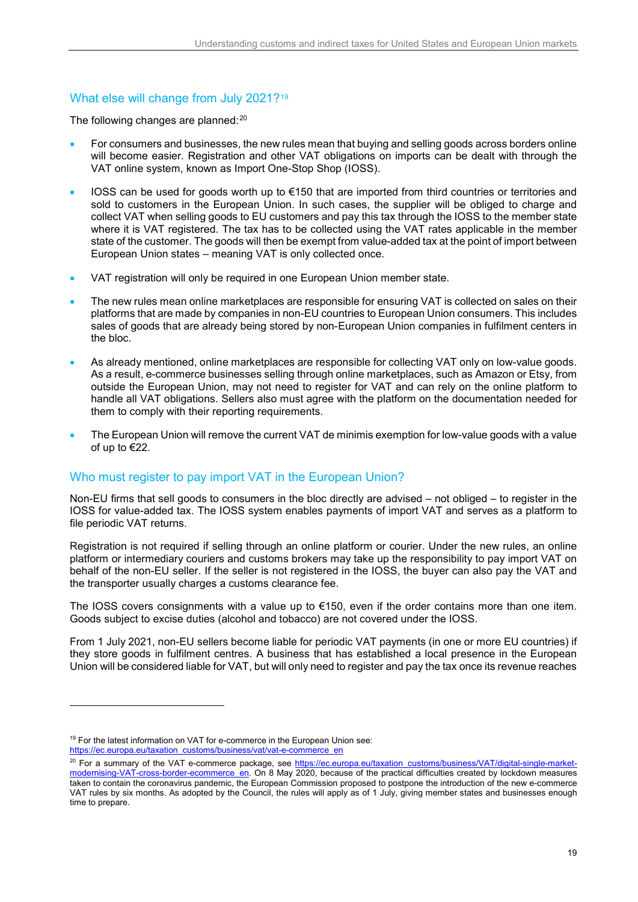## What else will change from July 2021?[19]

The following changes are planned:[20]

- For consumers and businesses, the new rules mean that buying and selling goods across borders online will become easier. Registration and other VAT obligations on imports can be dealt with through the VAT online system, known as Import One-Stop Shop (IOSS).
- IOSS can be used for goods worth up to €150 that are imported from third countries or territories and sold to customers in the European Union. In such cases, the supplier will be obliged to charge and collect VAT when selling goods to EU customers and pay this tax through the IOSS to the member state where it is VAT registered. The tax has to be collected using the VAT rates applicable in the member state of the customer. The goods will then be exempt from value-added tax at the point of import between European Union states – meaning VAT is only collected once.
- VAT registration will only be required in one European Union member state.
- The new rules mean online marketplaces are responsible for ensuring VAT is collected on sales on their platforms that are made by companies in non-EU countries to European Union consumers. This includes sales of goods that are already being stored by non-European Union companies in fulfilment centers in the bloc.
- As already mentioned, online marketplaces are responsible for collecting VAT only on low-value goods. As a result, e-commerce businesses selling through online marketplaces, such as Amazon or Etsy, from outside the European Union, may not need to register for VAT and can rely on the online platform to handle all VAT obligations. Sellers also must agree with the platform on the documentation needed for them to comply with their reporting requirements.
- The European Union will remove the current VAT de minimis exemption for low-value goods with a value of up to €22.

## Who must register to pay import VAT in the European Union?

Non-EU firms that sell goods to consumers in the bloc directly are advised – not obliged – to register in the IOSS for value-added tax. The IOSS system enables payments of import VAT and serves as a platform to file periodic VAT returns.

Registration is not required if selling through an online platform or courier. Under the new rules, an online platform or intermediary couriers and customs brokers may take up the responsibility to pay import VAT on behalf of the non-EU seller. If the seller is not registered in the IOSS, the buyer can also pay the VAT and the transporter usually charges a customs clearance fee.

The IOSS covers consignments with a value up to €150, even if the order contains more than one item. Goods subject to excise duties (alcohol and tobacco) are not covered under the IOSS.

From 1 July 2021, non-EU sellers become liable for periodic VAT payments (in one or more EU countries) if they store goods in fulfilment centres. A business that has established a local presence in the European Union will be considered liable for VAT, but will only need to register and pay the tax once its revenue reaches

---

[19] For the latest information on VAT for e-commerce in the European Union see: https://ec.europa.eu/taxation_customs/business/vat/vat-e-commerce_en

[20] For a summary of the VAT e-commerce package, see https://ec.europa.eu/taxation_customs/business/VAT/digital-single-market-modernising-VAT-cross-border-ecommerce_en. On 8 May 2020, because of the practical difficulties created by lockdown measures taken to contain the coronavirus pandemic, the European Commission proposed to postpone the introduction of the new e-commerce VAT rules by six months. As adopted by the Council, the rules will apply as of 1 July, giving member states and businesses enough time to prepare.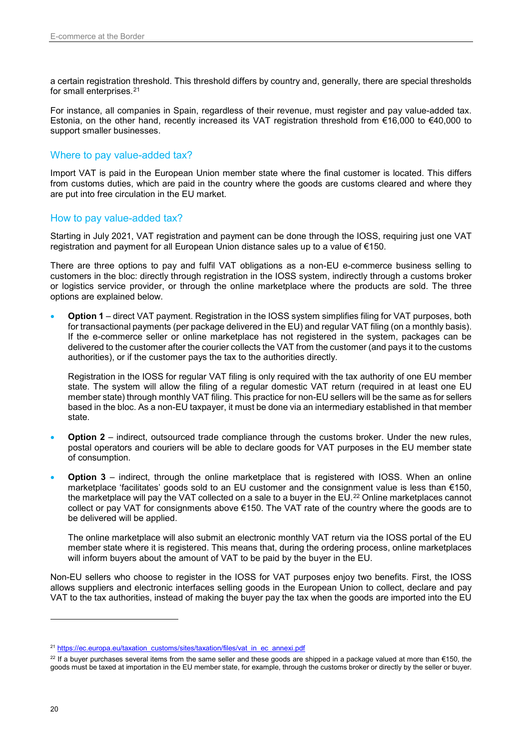a certain registration threshold. This threshold differs by country and, generally, there are special thresholds for small enterprises.[21]

For instance, all companies in Spain, regardless of their revenue, must register and pay value-added tax. Estonia, on the other hand, recently increased its VAT registration threshold from €16,000 to €40,000 to support smaller businesses.

## Where to pay value-added tax?

Import VAT is paid in the European Union member state where the final customer is located. This differs from customs duties, which are paid in the country where the goods are customs cleared and where they are put into free circulation in the EU market.

## How to pay value-added tax?

Starting in July 2021, VAT registration and payment can be done through the IOSS, requiring just one VAT registration and payment for all European Union distance sales up to a value of €150.

There are three options to pay and fulfil VAT obligations as a non-EU e-commerce business selling to customers in the bloc: directly through registration in the IOSS system, indirectly through a customs broker or logistics service provider, or through the online marketplace where the products are sold. The three options are explained below.

- **Option 1** – direct VAT payment. Registration in the IOSS system simplifies filing for VAT purposes, both for transactional payments (per package delivered in the EU) and regular VAT filing (on a monthly basis). If the e-commerce seller or online marketplace has not registered in the system, packages can be delivered to the customer after the courier collects the VAT from the customer (and pays it to the customs authorities), or if the customer pays the tax to the authorities directly.

  Registration in the IOSS for regular VAT filing is only required with the tax authority of one EU member state. The system will allow the filing of a regular domestic VAT return (required in at least one EU member state) through monthly VAT filing. This practice for non-EU sellers will be the same as for sellers based in the bloc. As a non-EU taxpayer, it must be done via an intermediary established in that member state.

- **Option 2** – indirect, outsourced trade compliance through the customs broker. Under the new rules, postal operators and couriers will be able to declare goods for VAT purposes in the EU member state of consumption.

- **Option 3** – indirect, through the online marketplace that is registered with IOSS. When an online marketplace 'facilitates' goods sold to an EU customer and the consignment value is less than €150, the marketplace will pay the VAT collected on a sale to a buyer in the EU.[22] Online marketplaces cannot collect or pay VAT for consignments above €150. The VAT rate of the country where the goods are to be delivered will be applied.

  The online marketplace will also submit an electronic monthly VAT return via the IOSS portal of the EU member state where it is registered. This means that, during the ordering process, online marketplaces will inform buyers about the amount of VAT to be paid by the buyer in the EU.

Non-EU sellers who choose to register in the IOSS for VAT purposes enjoy two benefits. First, the IOSS allows suppliers and electronic interfaces selling goods in the European Union to collect, declare and pay VAT to the tax authorities, instead of making the buyer pay the tax when the goods are imported into the EU

---

[21] https://ec.europa.eu/taxation_customs/sites/taxation/files/vat_in_ec_annexi.pdf

[22] If a buyer purchases several items from the same seller and these goods are shipped in a package valued at more than €150, the goods must be taxed at importation in the EU member state, for example, through the customs broker or directly by the seller or buyer.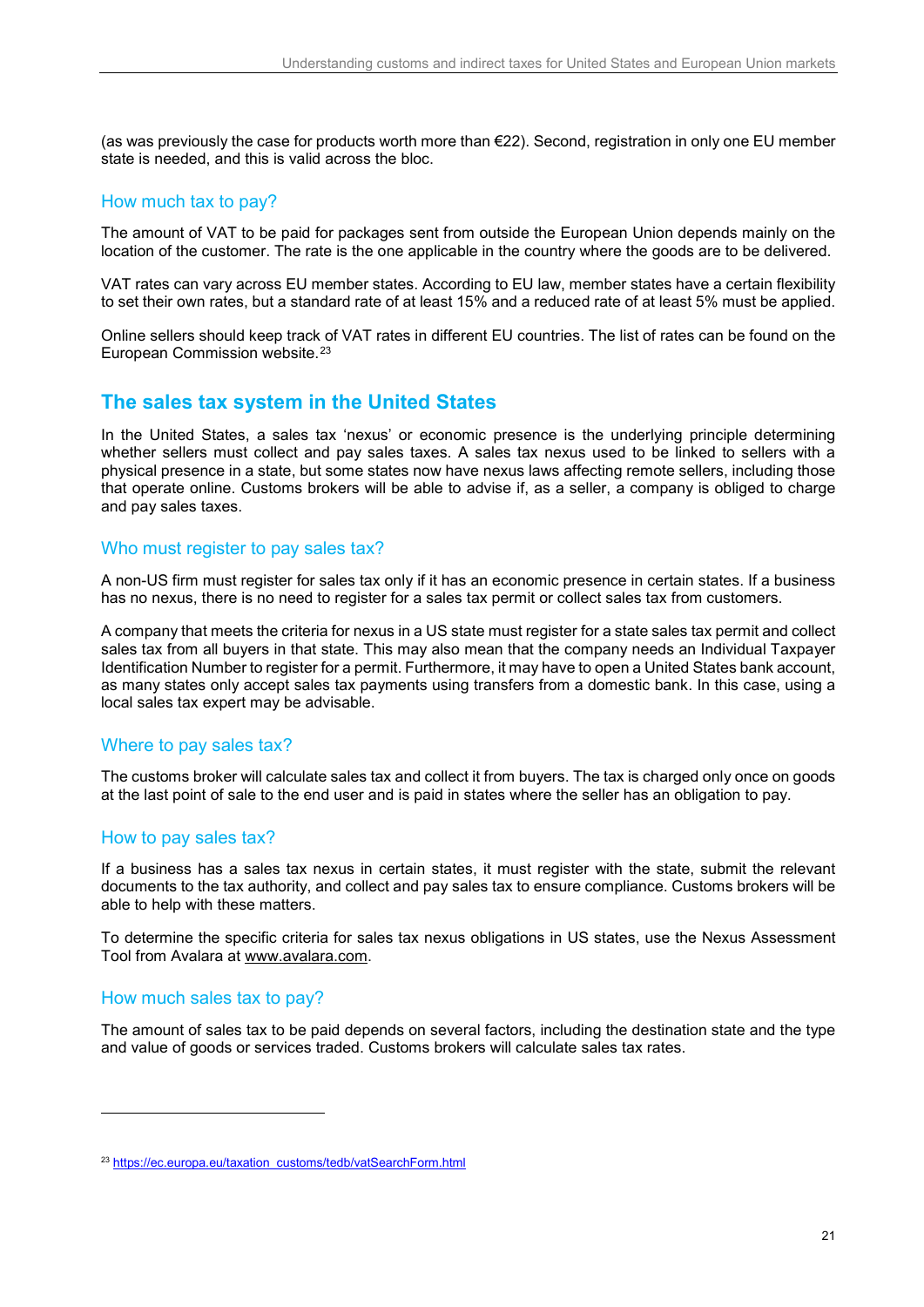(as was previously the case for products worth more than €22). Second, registration in only one EU member state is needed, and this is valid across the bloc.

### How much tax to pay?

The amount of VAT to be paid for packages sent from outside the European Union depends mainly on the location of the customer. The rate is the one applicable in the country where the goods are to be delivered.

VAT rates can vary across EU member states. According to EU law, member states have a certain flexibility to set their own rates, but a standard rate of at least 15% and a reduced rate of at least 5% must be applied.

Online sellers should keep track of VAT rates in different EU countries. The list of rates can be found on the European Commission website.[23]

## The sales tax system in the United States

In the United States, a sales tax 'nexus' or economic presence is the underlying principle determining whether sellers must collect and pay sales taxes. A sales tax nexus used to be linked to sellers with a physical presence in a state, but some states now have nexus laws affecting remote sellers, including those that operate online. Customs brokers will be able to advise if, as a seller, a company is obliged to charge and pay sales taxes.

### Who must register to pay sales tax?

A non-US firm must register for sales tax only if it has an economic presence in certain states. If a business has no nexus, there is no need to register for a sales tax permit or collect sales tax from customers.

A company that meets the criteria for nexus in a US state must register for a state sales tax permit and collect sales tax from all buyers in that state. This may also mean that the company needs an Individual Taxpayer Identification Number to register for a permit. Furthermore, it may have to open a United States bank account, as many states only accept sales tax payments using transfers from a domestic bank. In this case, using a local sales tax expert may be advisable.

### Where to pay sales tax?

The customs broker will calculate sales tax and collect it from buyers. The tax is charged only once on goods at the last point of sale to the end user and is paid in states where the seller has an obligation to pay.

### How to pay sales tax?

If a business has a sales tax nexus in certain states, it must register with the state, submit the relevant documents to the tax authority, and collect and pay sales tax to ensure compliance. Customs brokers will be able to help with these matters.

To determine the specific criteria for sales tax nexus obligations in US states, use the Nexus Assessment Tool from Avalara at www.avalara.com.

### How much sales tax to pay?

The amount of sales tax to be paid depends on several factors, including the destination state and the type and value of goods or services traded. Customs brokers will calculate sales tax rates.

---

[23] https://ec.europa.eu/taxation_customs/tedb/vatSearchForm.html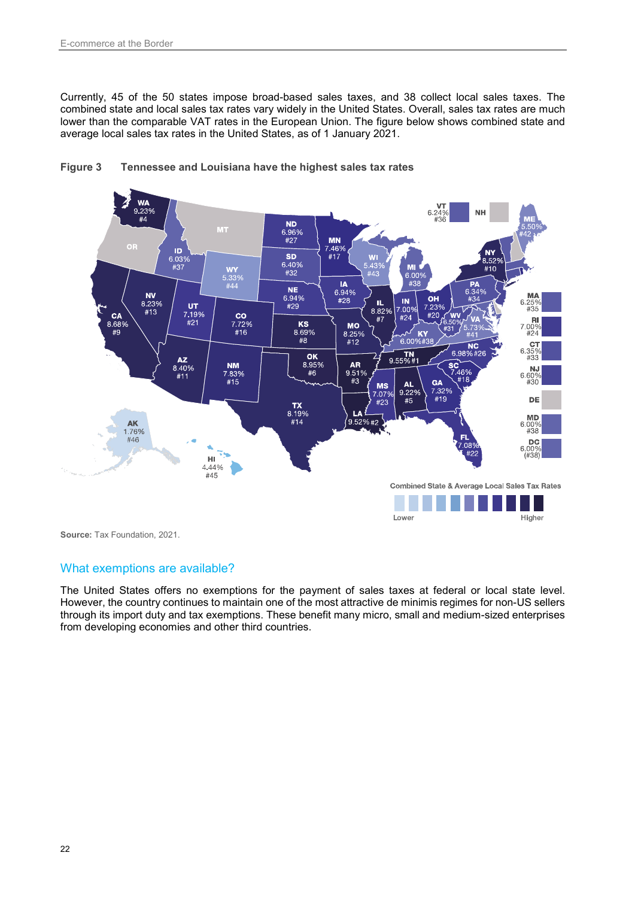Currently, 45 of the 50 states impose broad-based sales taxes, and 38 collect local sales taxes. The combined state and local sales tax rates vary widely in the United States. Overall, sales tax rates are much lower than the comparable VAT rates in the European Union. The figure below shows combined state and average local sales tax rates in the United States, as of 1 January 2021.

**Figure 3 Tennessee and Louisiana have the highest sales tax rates**

**Source:** Tax Foundation, 2021.

## What exemptions are available?

The United States offers no exemptions for the payment of sales taxes at federal or local state level. However, the country continues to maintain one of the most attractive de minimis regimes for non-US sellers through its import duty and tax exemptions. These benefit many micro, small and medium-sized enterprises from developing economies and other third countries.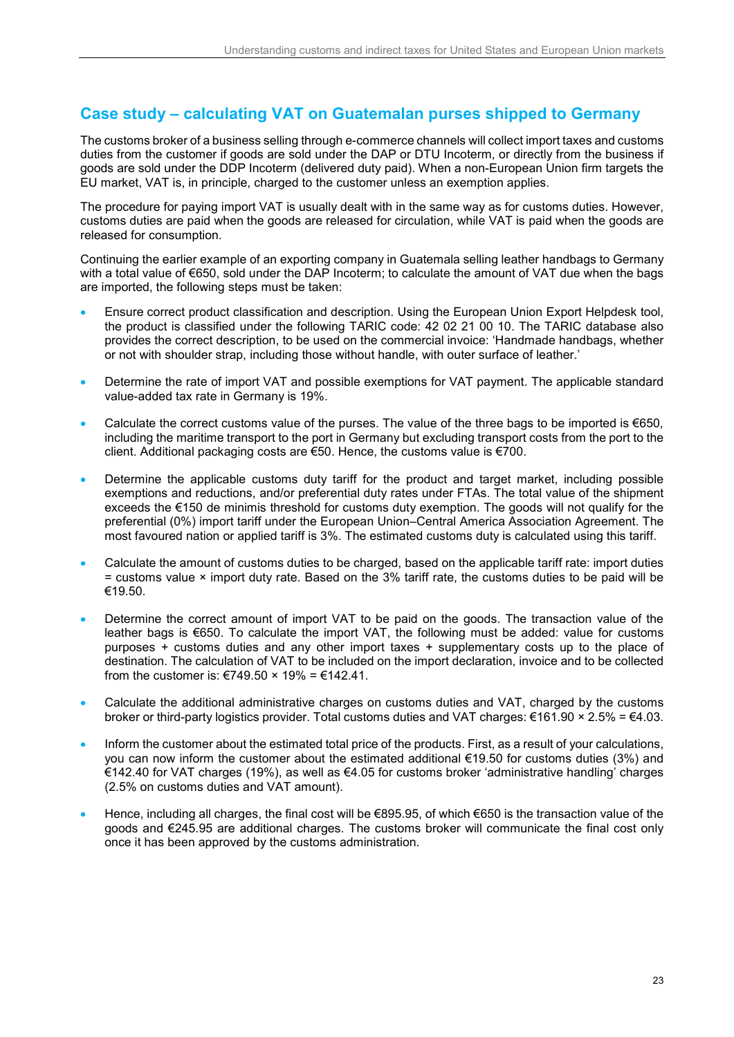## Case study – calculating VAT on Guatemalan purses shipped to Germany

The customs broker of a business selling through e-commerce channels will collect import taxes and customs duties from the customer if goods are sold under the DAP or DTU Incoterm, or directly from the business if goods are sold under the DDP Incoterm (delivered duty paid). When a non-European Union firm targets the EU market, VAT is, in principle, charged to the customer unless an exemption applies.

The procedure for paying import VAT is usually dealt with in the same way as for customs duties. However, customs duties are paid when the goods are released for circulation, while VAT is paid when the goods are released for consumption.

Continuing the earlier example of an exporting company in Guatemala selling leather handbags to Germany with a total value of €650, sold under the DAP Incoterm; to calculate the amount of VAT due when the bags are imported, the following steps must be taken:

- Ensure correct product classification and description. Using the European Union Export Helpdesk tool, the product is classified under the following TARIC code: 42 02 21 00 10. The TARIC database also provides the correct description, to be used on the commercial invoice: 'Handmade handbags, whether or not with shoulder strap, including those without handle, with outer surface of leather.'
- Determine the rate of import VAT and possible exemptions for VAT payment. The applicable standard value-added tax rate in Germany is 19%.
- Calculate the correct customs value of the purses. The value of the three bags to be imported is €650, including the maritime transport to the port in Germany but excluding transport costs from the port to the client. Additional packaging costs are €50. Hence, the customs value is €700.
- Determine the applicable customs duty tariff for the product and target market, including possible exemptions and reductions, and/or preferential duty rates under FTAs. The total value of the shipment exceeds the €150 de minimis threshold for customs duty exemption. The goods will not qualify for the preferential (0%) import tariff under the European Union–Central America Association Agreement. The most favoured nation or applied tariff is 3%. The estimated customs duty is calculated using this tariff.
- Calculate the amount of customs duties to be charged, based on the applicable tariff rate: import duties = customs value × import duty rate. Based on the 3% tariff rate, the customs duties to be paid will be €19.50.
- Determine the correct amount of import VAT to be paid on the goods. The transaction value of the leather bags is €650. To calculate the import VAT, the following must be added: value for customs purposes + customs duties and any other import taxes + supplementary costs up to the place of destination. The calculation of VAT to be included on the import declaration, invoice and to be collected from the customer is: €749.50 × 19% = €142.41.
- Calculate the additional administrative charges on customs duties and VAT, charged by the customs broker or third-party logistics provider. Total customs duties and VAT charges: €161.90 × 2.5% = €4.03.
- Inform the customer about the estimated total price of the products. First, as a result of your calculations, you can now inform the customer about the estimated additional €19.50 for customs duties (3%) and €142.40 for VAT charges (19%), as well as €4.05 for customs broker 'administrative handling' charges (2.5% on customs duties and VAT amount).
- Hence, including all charges, the final cost will be €895.95, of which €650 is the transaction value of the goods and €245.95 are additional charges. The customs broker will communicate the final cost only once it has been approved by the customs administration.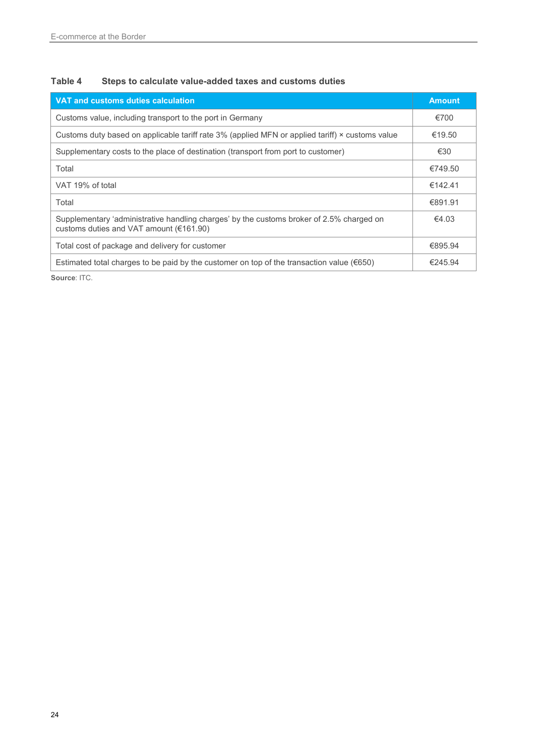**Table 4 Steps to calculate value-added taxes and customs duties**

| VAT and customs duties calculation | Amount |
|---|---|
| Customs value, including transport to the port in Germany | €700 |
| Customs duty based on applicable tariff rate 3% (applied MFN or applied tariff) × customs value | €19.50 |
| Supplementary costs to the place of destination (transport from port to customer) | €30 |
| Total | €749.50 |
| VAT 19% of total | €142.41 |
| Total | €891.91 |
| Supplementary 'administrative handling charges' by the customs broker of 2.5% charged on customs duties and VAT amount (€161.90) | €4.03 |
| Total cost of package and delivery for customer | €895.94 |
| Estimated total charges to be paid by the customer on top of the transaction value (€650) | €245.94 |

**Source**: ITC.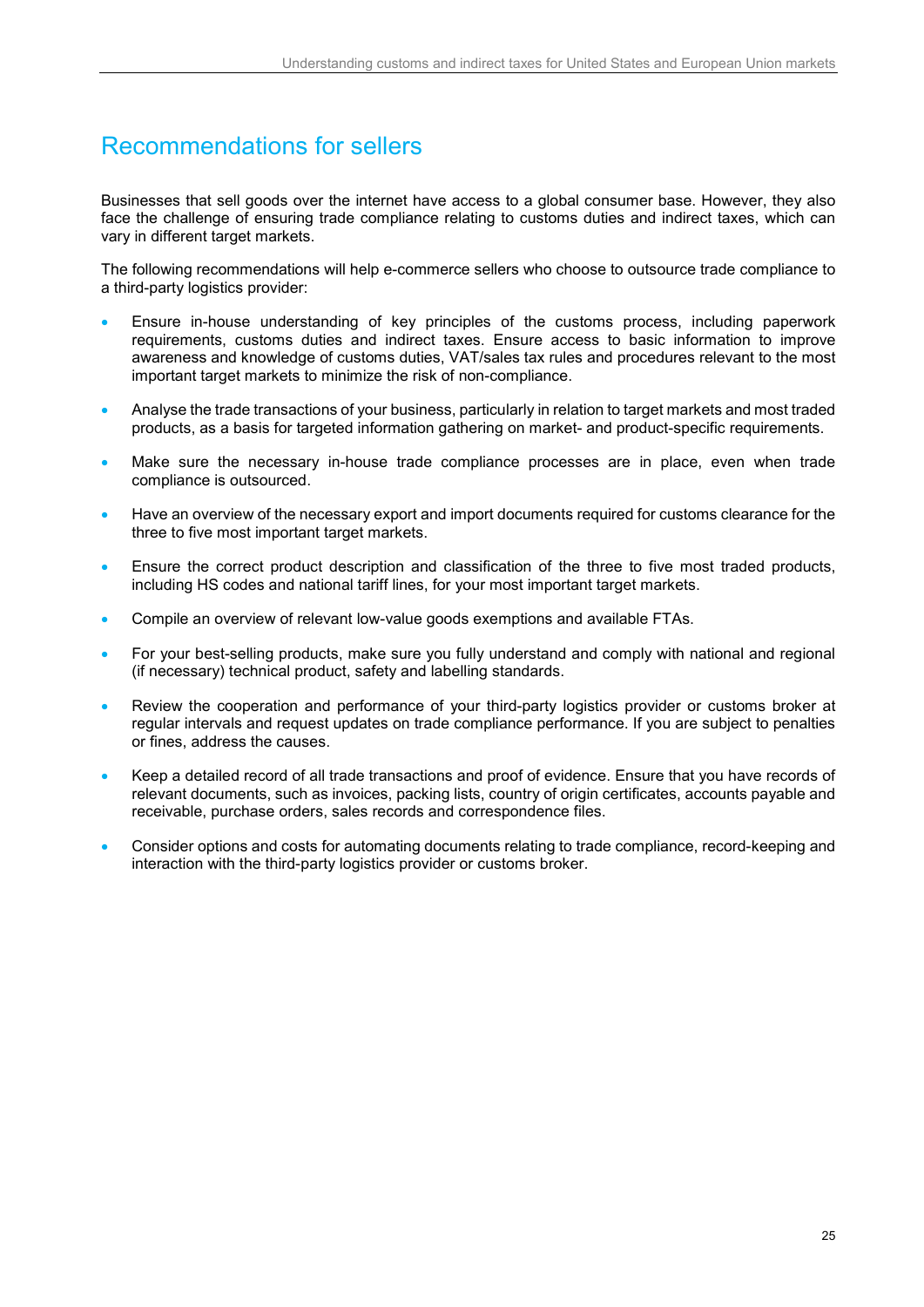# Recommendations for sellers

Businesses that sell goods over the internet have access to a global consumer base. However, they also face the challenge of ensuring trade compliance relating to customs duties and indirect taxes, which can vary in different target markets.

The following recommendations will help e-commerce sellers who choose to outsource trade compliance to a third-party logistics provider:

- Ensure in-house understanding of key principles of the customs process, including paperwork requirements, customs duties and indirect taxes. Ensure access to basic information to improve awareness and knowledge of customs duties, VAT/sales tax rules and procedures relevant to the most important target markets to minimize the risk of non-compliance.
- Analyse the trade transactions of your business, particularly in relation to target markets and most traded products, as a basis for targeted information gathering on market- and product-specific requirements.
- Make sure the necessary in-house trade compliance processes are in place, even when trade compliance is outsourced.
- Have an overview of the necessary export and import documents required for customs clearance for the three to five most important target markets.
- Ensure the correct product description and classification of the three to five most traded products, including HS codes and national tariff lines, for your most important target markets.
- Compile an overview of relevant low-value goods exemptions and available FTAs.
- For your best-selling products, make sure you fully understand and comply with national and regional (if necessary) technical product, safety and labelling standards.
- Review the cooperation and performance of your third-party logistics provider or customs broker at regular intervals and request updates on trade compliance performance. If you are subject to penalties or fines, address the causes.
- Keep a detailed record of all trade transactions and proof of evidence. Ensure that you have records of relevant documents, such as invoices, packing lists, country of origin certificates, accounts payable and receivable, purchase orders, sales records and correspondence files.
- Consider options and costs for automating documents relating to trade compliance, record-keeping and interaction with the third-party logistics provider or customs broker.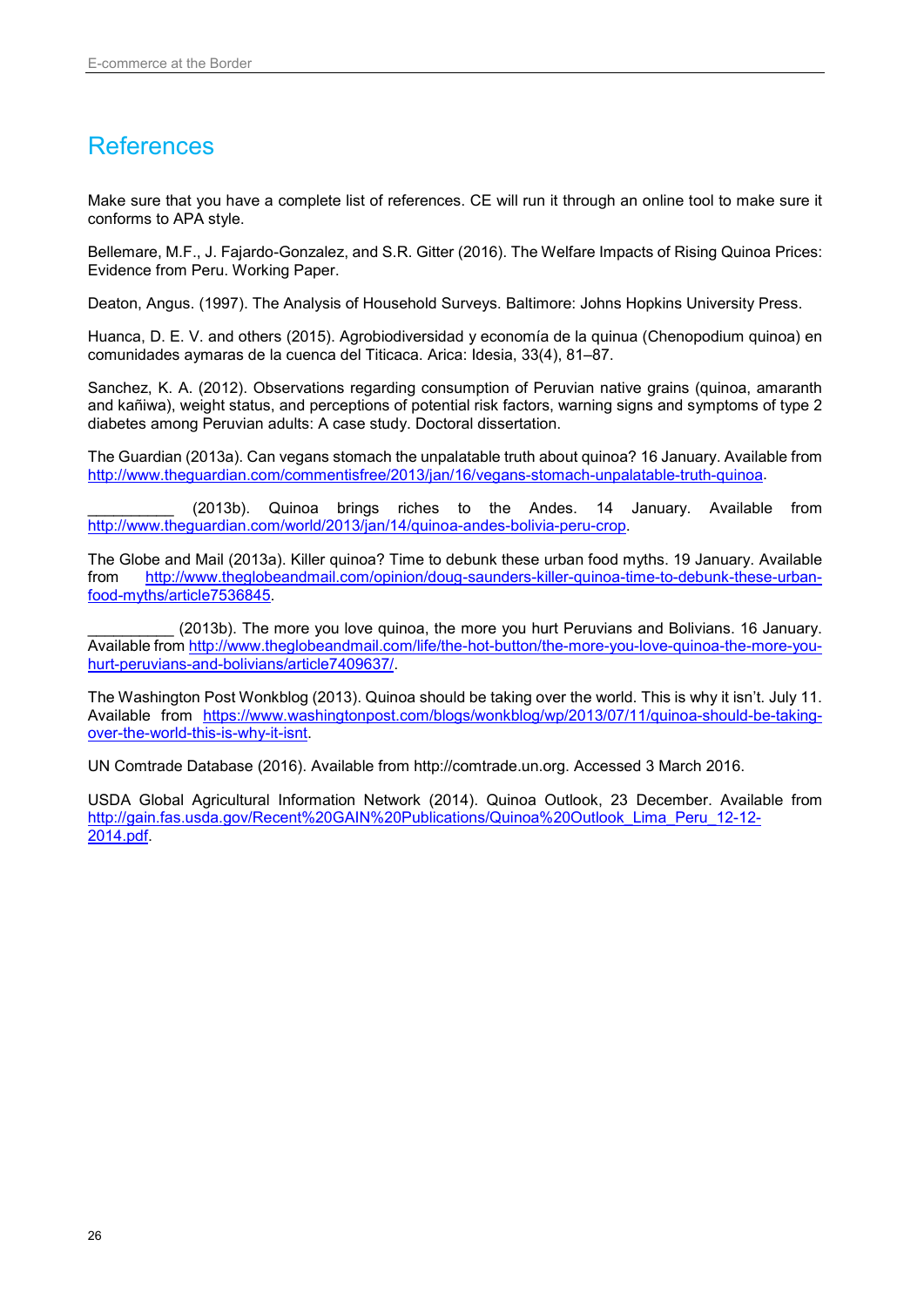# References

Make sure that you have a complete list of references. CE will run it through an online tool to make sure it conforms to APA style.

Bellemare, M.F., J. Fajardo-Gonzalez, and S.R. Gitter (2016). The Welfare Impacts of Rising Quinoa Prices: Evidence from Peru. Working Paper.

Deaton, Angus. (1997). The Analysis of Household Surveys. Baltimore: Johns Hopkins University Press.

Huanca, D. E. V. and others (2015). Agrobiodiversidad y economía de la quinua (Chenopodium quinoa) en comunidades aymaras de la cuenca del Titicaca. Arica: Idesia, 33(4), 81–87.

Sanchez, K. A. (2012). Observations regarding consumption of Peruvian native grains (quinoa, amaranth and kañiwa), weight status, and perceptions of potential risk factors, warning signs and symptoms of type 2 diabetes among Peruvian adults: A case study. Doctoral dissertation.

The Guardian (2013a). Can vegans stomach the unpalatable truth about quinoa? 16 January. Available from http://www.theguardian.com/commentisfree/2013/jan/16/vegans-stomach-unpalatable-truth-quinoa.

__________ (2013b). Quinoa brings riches to the Andes. 14 January. Available from http://www.theguardian.com/world/2013/jan/14/quinoa-andes-bolivia-peru-crop.

The Globe and Mail (2013a). Killer quinoa? Time to debunk these urban food myths. 19 January. Available from http://www.theglobeandmail.com/opinion/doug-saunders-killer-quinoa-time-to-debunk-these-urban-food-myths/article7536845.

__________ (2013b). The more you love quinoa, the more you hurt Peruvians and Bolivians. 16 January. Available from http://www.theglobeandmail.com/life/the-hot-button/the-more-you-love-quinoa-the-more-you-hurt-peruvians-and-bolivians/article7409637/.

The Washington Post Wonkblog (2013). Quinoa should be taking over the world. This is why it isn't. July 11. Available from https://www.washingtonpost.com/blogs/wonkblog/wp/2013/07/11/quinoa-should-be-taking-over-the-world-this-is-why-it-isnt.

UN Comtrade Database (2016). Available from http://comtrade.un.org. Accessed 3 March 2016.

USDA Global Agricultural Information Network (2014). Quinoa Outlook, 23 December. Available from http://gain.fas.usda.gov/Recent%20GAIN%20Publications/Quinoa%20Outlook_Lima_Peru_12-12-2014.pdf.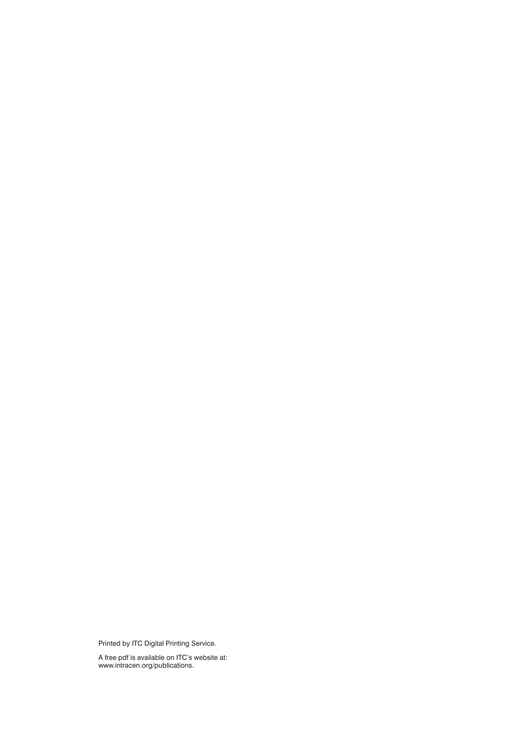Printed by ITC Digital Printing Service.

A free pdf is available on ITC's website at:
www.intracen.org/publications.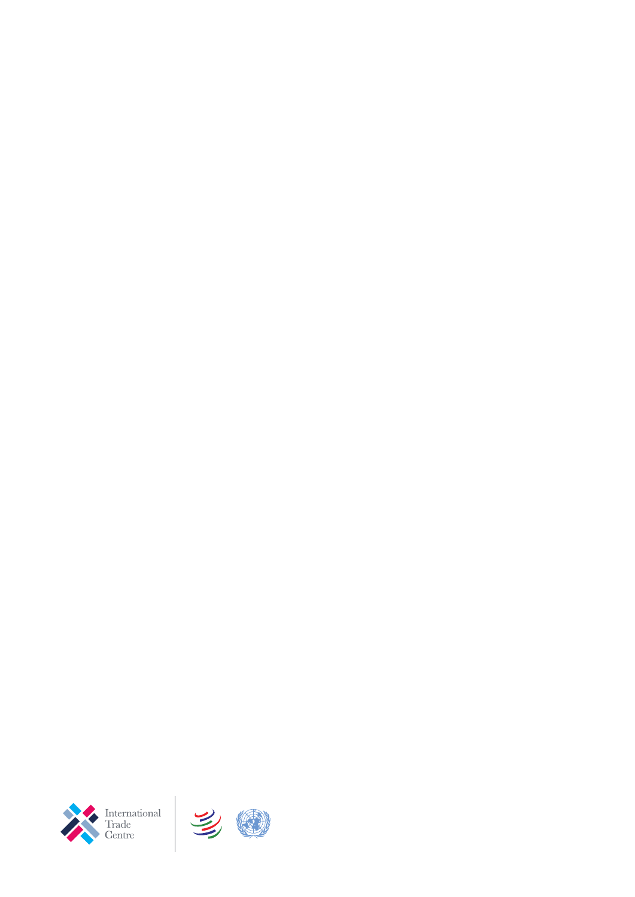International
Trade
Centre